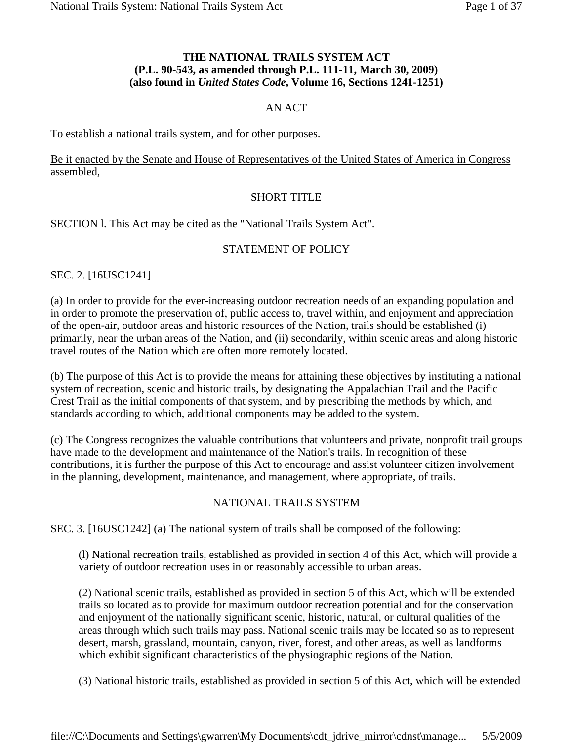**THE NATIONAL TRAILS SYSTEM ACT**
**(P.L. 90-543, as amended through P.L. 111-11, March 30, 2009)**
**(also found in *United States Code*, Volume 16, Sections 1241-1251)**

AN ACT

To establish a national trails system, and for other purposes.

Be it enacted by the Senate and House of Representatives of the United States of America in Congress assembled,

SHORT TITLE

SECTION l. This Act may be cited as the "National Trails System Act".

STATEMENT OF POLICY

SEC. 2. [16USC1241]

(a) In order to provide for the ever-increasing outdoor recreation needs of an expanding population and in order to promote the preservation of, public access to, travel within, and enjoyment and appreciation of the open-air, outdoor areas and historic resources of the Nation, trails should be established (i) primarily, near the urban areas of the Nation, and (ii) secondarily, within scenic areas and along historic travel routes of the Nation which are often more remotely located.

(b) The purpose of this Act is to provide the means for attaining these objectives by instituting a national system of recreation, scenic and historic trails, by designating the Appalachian Trail and the Pacific Crest Trail as the initial components of that system, and by prescribing the methods by which, and standards according to which, additional components may be added to the system.

(c) The Congress recognizes the valuable contributions that volunteers and private, nonprofit trail groups have made to the development and maintenance of the Nation's trails. In recognition of these contributions, it is further the purpose of this Act to encourage and assist volunteer citizen involvement in the planning, development, maintenance, and management, where appropriate, of trails.

NATIONAL TRAILS SYSTEM

SEC. 3. [16USC1242] (a) The national system of trails shall be composed of the following:

(l) National recreation trails, established as provided in section 4 of this Act, which will provide a variety of outdoor recreation uses in or reasonably accessible to urban areas.

(2) National scenic trails, established as provided in section 5 of this Act, which will be extended trails so located as to provide for maximum outdoor recreation potential and for the conservation and enjoyment of the nationally significant scenic, historic, natural, or cultural qualities of the areas through which such trails may pass. National scenic trails may be located so as to represent desert, marsh, grassland, mountain, canyon, river, forest, and other areas, as well as landforms which exhibit significant characteristics of the physiographic regions of the Nation.

(3) National historic trails, established as provided in section 5 of this Act, which will be extended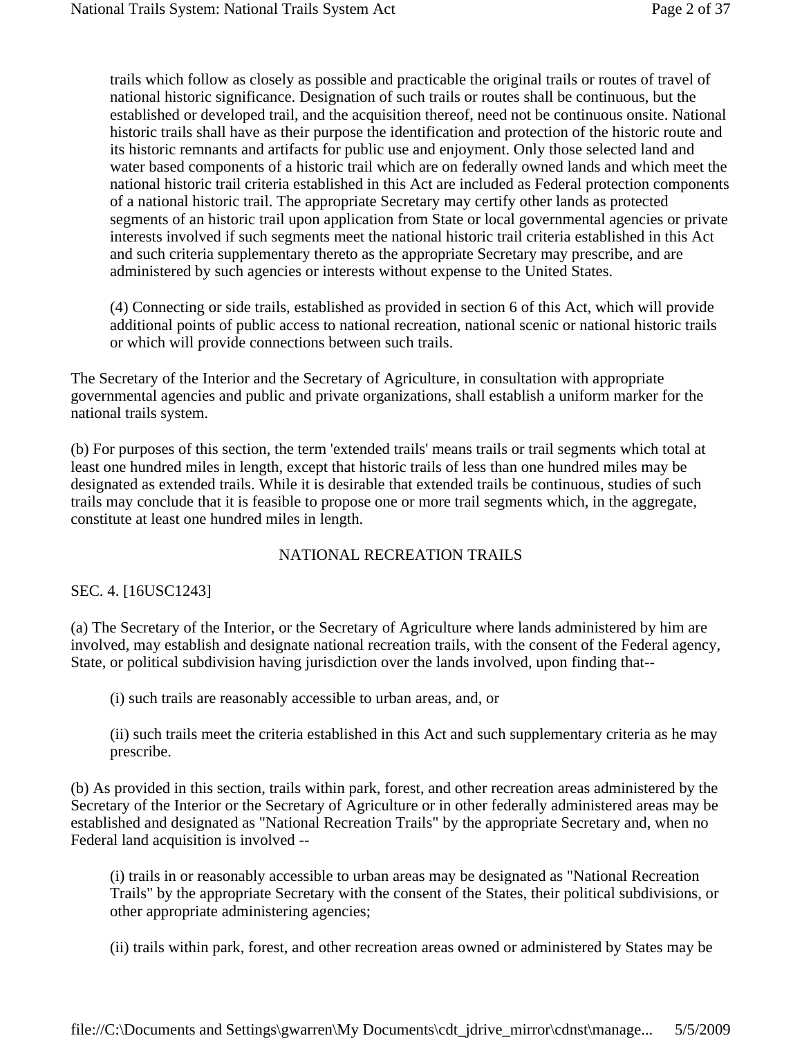trails which follow as closely as possible and practicable the original trails or routes of travel of national historic significance. Designation of such trails or routes shall be continuous, but the established or developed trail, and the acquisition thereof, need not be continuous onsite. National historic trails shall have as their purpose the identification and protection of the historic route and its historic remnants and artifacts for public use and enjoyment. Only those selected land and water based components of a historic trail which are on federally owned lands and which meet the national historic trail criteria established in this Act are included as Federal protection components of a national historic trail. The appropriate Secretary may certify other lands as protected segments of an historic trail upon application from State or local governmental agencies or private interests involved if such segments meet the national historic trail criteria established in this Act and such criteria supplementary thereto as the appropriate Secretary may prescribe, and are administered by such agencies or interests without expense to the United States.

(4) Connecting or side trails, established as provided in section 6 of this Act, which will provide additional points of public access to national recreation, national scenic or national historic trails or which will provide connections between such trails.

The Secretary of the Interior and the Secretary of Agriculture, in consultation with appropriate governmental agencies and public and private organizations, shall establish a uniform marker for the national trails system.

(b) For purposes of this section, the term 'extended trails' means trails or trail segments which total at least one hundred miles in length, except that historic trails of less than one hundred miles may be designated as extended trails. While it is desirable that extended trails be continuous, studies of such trails may conclude that it is feasible to propose one or more trail segments which, in the aggregate, constitute at least one hundred miles in length.

## NATIONAL RECREATION TRAILS

SEC. 4. [16USC1243]

(a) The Secretary of the Interior, or the Secretary of Agriculture where lands administered by him are involved, may establish and designate national recreation trails, with the consent of the Federal agency, State, or political subdivision having jurisdiction over the lands involved, upon finding that--

(i) such trails are reasonably accessible to urban areas, and, or

(ii) such trails meet the criteria established in this Act and such supplementary criteria as he may prescribe.

(b) As provided in this section, trails within park, forest, and other recreation areas administered by the Secretary of the Interior or the Secretary of Agriculture or in other federally administered areas may be established and designated as "National Recreation Trails" by the appropriate Secretary and, when no Federal land acquisition is involved --

(i) trails in or reasonably accessible to urban areas may be designated as "National Recreation Trails" by the appropriate Secretary with the consent of the States, their political subdivisions, or other appropriate administering agencies;

(ii) trails within park, forest, and other recreation areas owned or administered by States may be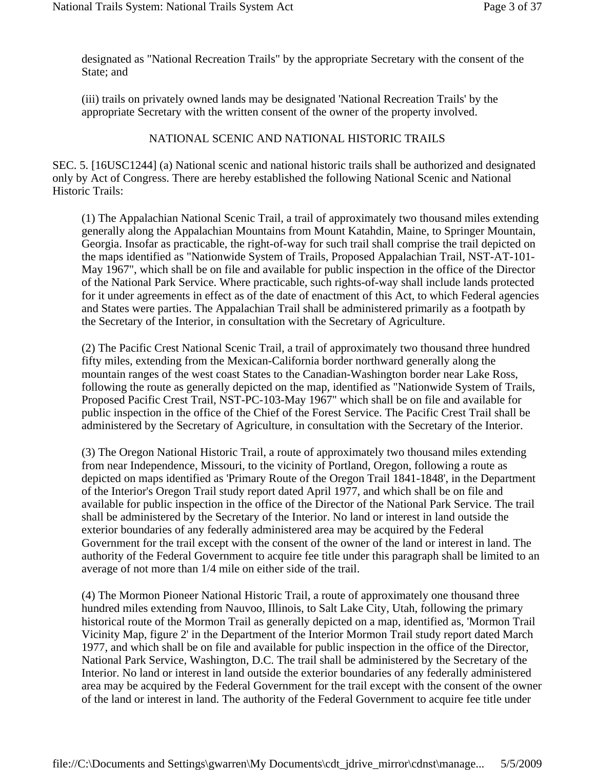designated as "National Recreation Trails" by the appropriate Secretary with the consent of the State; and

(iii) trails on privately owned lands may be designated 'National Recreation Trails' by the appropriate Secretary with the written consent of the owner of the property involved.

## NATIONAL SCENIC AND NATIONAL HISTORIC TRAILS

SEC. 5. [16USC1244] (a) National scenic and national historic trails shall be authorized and designated only by Act of Congress. There are hereby established the following National Scenic and National Historic Trails:

(1) The Appalachian National Scenic Trail, a trail of approximately two thousand miles extending generally along the Appalachian Mountains from Mount Katahdin, Maine, to Springer Mountain, Georgia. Insofar as practicable, the right-of-way for such trail shall comprise the trail depicted on the maps identified as "Nationwide System of Trails, Proposed Appalachian Trail, NST-AT-101-May 1967", which shall be on file and available for public inspection in the office of the Director of the National Park Service. Where practicable, such rights-of-way shall include lands protected for it under agreements in effect as of the date of enactment of this Act, to which Federal agencies and States were parties. The Appalachian Trail shall be administered primarily as a footpath by the Secretary of the Interior, in consultation with the Secretary of Agriculture.

(2) The Pacific Crest National Scenic Trail, a trail of approximately two thousand three hundred fifty miles, extending from the Mexican-California border northward generally along the mountain ranges of the west coast States to the Canadian-Washington border near Lake Ross, following the route as generally depicted on the map, identified as "Nationwide System of Trails, Proposed Pacific Crest Trail, NST-PC-103-May 1967" which shall be on file and available for public inspection in the office of the Chief of the Forest Service. The Pacific Crest Trail shall be administered by the Secretary of Agriculture, in consultation with the Secretary of the Interior.

(3) The Oregon National Historic Trail, a route of approximately two thousand miles extending from near Independence, Missouri, to the vicinity of Portland, Oregon, following a route as depicted on maps identified as 'Primary Route of the Oregon Trail 1841-1848', in the Department of the Interior's Oregon Trail study report dated April 1977, and which shall be on file and available for public inspection in the office of the Director of the National Park Service. The trail shall be administered by the Secretary of the Interior. No land or interest in land outside the exterior boundaries of any federally administered area may be acquired by the Federal Government for the trail except with the consent of the owner of the land or interest in land. The authority of the Federal Government to acquire fee title under this paragraph shall be limited to an average of not more than 1/4 mile on either side of the trail.

(4) The Mormon Pioneer National Historic Trail, a route of approximately one thousand three hundred miles extending from Nauvoo, Illinois, to Salt Lake City, Utah, following the primary historical route of the Mormon Trail as generally depicted on a map, identified as, 'Mormon Trail Vicinity Map, figure 2' in the Department of the Interior Mormon Trail study report dated March 1977, and which shall be on file and available for public inspection in the office of the Director, National Park Service, Washington, D.C. The trail shall be administered by the Secretary of the Interior. No land or interest in land outside the exterior boundaries of any federally administered area may be acquired by the Federal Government for the trail except with the consent of the owner of the land or interest in land. The authority of the Federal Government to acquire fee title under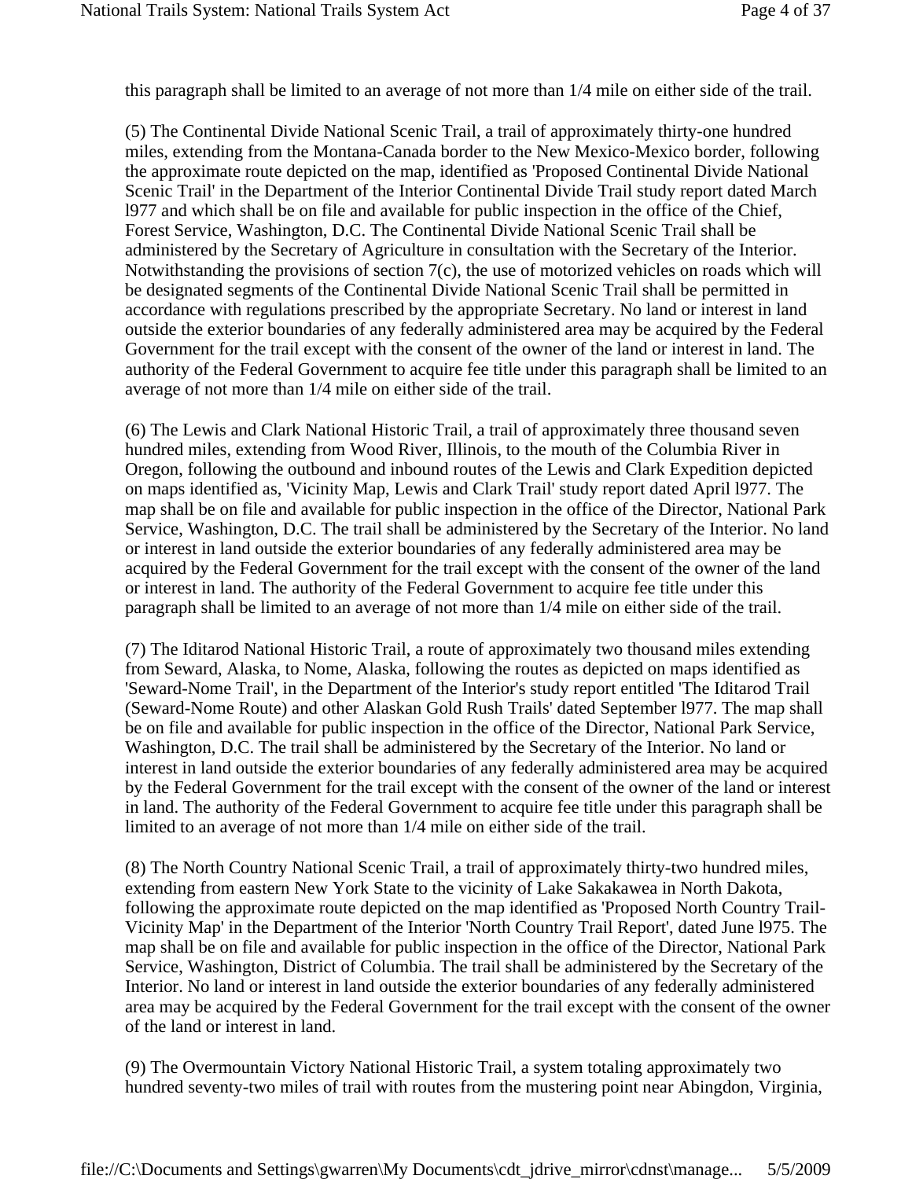this paragraph shall be limited to an average of not more than 1/4 mile on either side of the trail.

(5) The Continental Divide National Scenic Trail, a trail of approximately thirty-one hundred miles, extending from the Montana-Canada border to the New Mexico-Mexico border, following the approximate route depicted on the map, identified as 'Proposed Continental Divide National Scenic Trail' in the Department of the Interior Continental Divide Trail study report dated March l977 and which shall be on file and available for public inspection in the office of the Chief, Forest Service, Washington, D.C. The Continental Divide National Scenic Trail shall be administered by the Secretary of Agriculture in consultation with the Secretary of the Interior. Notwithstanding the provisions of section 7(c), the use of motorized vehicles on roads which will be designated segments of the Continental Divide National Scenic Trail shall be permitted in accordance with regulations prescribed by the appropriate Secretary. No land or interest in land outside the exterior boundaries of any federally administered area may be acquired by the Federal Government for the trail except with the consent of the owner of the land or interest in land. The authority of the Federal Government to acquire fee title under this paragraph shall be limited to an average of not more than 1/4 mile on either side of the trail.

(6) The Lewis and Clark National Historic Trail, a trail of approximately three thousand seven hundred miles, extending from Wood River, Illinois, to the mouth of the Columbia River in Oregon, following the outbound and inbound routes of the Lewis and Clark Expedition depicted on maps identified as, 'Vicinity Map, Lewis and Clark Trail' study report dated April l977. The map shall be on file and available for public inspection in the office of the Director, National Park Service, Washington, D.C. The trail shall be administered by the Secretary of the Interior. No land or interest in land outside the exterior boundaries of any federally administered area may be acquired by the Federal Government for the trail except with the consent of the owner of the land or interest in land. The authority of the Federal Government to acquire fee title under this paragraph shall be limited to an average of not more than 1/4 mile on either side of the trail.

(7) The Iditarod National Historic Trail, a route of approximately two thousand miles extending from Seward, Alaska, to Nome, Alaska, following the routes as depicted on maps identified as 'Seward-Nome Trail', in the Department of the Interior's study report entitled 'The Iditarod Trail (Seward-Nome Route) and other Alaskan Gold Rush Trails' dated September l977. The map shall be on file and available for public inspection in the office of the Director, National Park Service, Washington, D.C. The trail shall be administered by the Secretary of the Interior. No land or interest in land outside the exterior boundaries of any federally administered area may be acquired by the Federal Government for the trail except with the consent of the owner of the land or interest in land. The authority of the Federal Government to acquire fee title under this paragraph shall be limited to an average of not more than 1/4 mile on either side of the trail.

(8) The North Country National Scenic Trail, a trail of approximately thirty-two hundred miles, extending from eastern New York State to the vicinity of Lake Sakakawea in North Dakota, following the approximate route depicted on the map identified as 'Proposed North Country Trail-Vicinity Map' in the Department of the Interior 'North Country Trail Report', dated June l975. The map shall be on file and available for public inspection in the office of the Director, National Park Service, Washington, District of Columbia. The trail shall be administered by the Secretary of the Interior. No land or interest in land outside the exterior boundaries of any federally administered area may be acquired by the Federal Government for the trail except with the consent of the owner of the land or interest in land.

(9) The Overmountain Victory National Historic Trail, a system totaling approximately two hundred seventy-two miles of trail with routes from the mustering point near Abingdon, Virginia,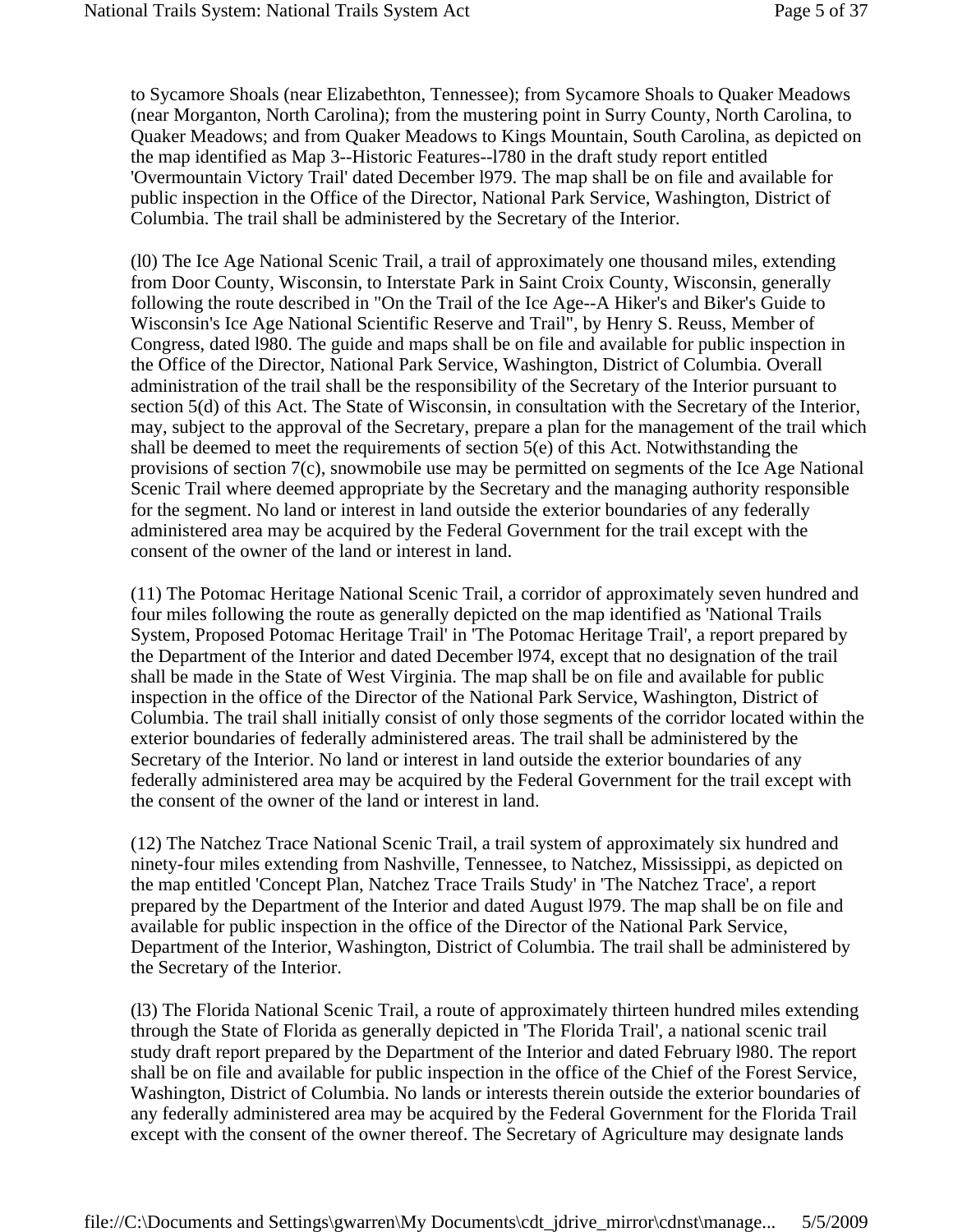to Sycamore Shoals (near Elizabethton, Tennessee); from Sycamore Shoals to Quaker Meadows (near Morganton, North Carolina); from the mustering point in Surry County, North Carolina, to Quaker Meadows; and from Quaker Meadows to Kings Mountain, South Carolina, as depicted on the map identified as Map 3--Historic Features--l780 in the draft study report entitled 'Overmountain Victory Trail' dated December l979. The map shall be on file and available for public inspection in the Office of the Director, National Park Service, Washington, District of Columbia. The trail shall be administered by the Secretary of the Interior.

(l0) The Ice Age National Scenic Trail, a trail of approximately one thousand miles, extending from Door County, Wisconsin, to Interstate Park in Saint Croix County, Wisconsin, generally following the route described in "On the Trail of the Ice Age--A Hiker's and Biker's Guide to Wisconsin's Ice Age National Scientific Reserve and Trail", by Henry S. Reuss, Member of Congress, dated l980. The guide and maps shall be on file and available for public inspection in the Office of the Director, National Park Service, Washington, District of Columbia. Overall administration of the trail shall be the responsibility of the Secretary of the Interior pursuant to section 5(d) of this Act. The State of Wisconsin, in consultation with the Secretary of the Interior, may, subject to the approval of the Secretary, prepare a plan for the management of the trail which shall be deemed to meet the requirements of section 5(e) of this Act. Notwithstanding the provisions of section 7(c), snowmobile use may be permitted on segments of the Ice Age National Scenic Trail where deemed appropriate by the Secretary and the managing authority responsible for the segment. No land or interest in land outside the exterior boundaries of any federally administered area may be acquired by the Federal Government for the trail except with the consent of the owner of the land or interest in land.

(11) The Potomac Heritage National Scenic Trail, a corridor of approximately seven hundred and four miles following the route as generally depicted on the map identified as 'National Trails System, Proposed Potomac Heritage Trail' in 'The Potomac Heritage Trail', a report prepared by the Department of the Interior and dated December l974, except that no designation of the trail shall be made in the State of West Virginia. The map shall be on file and available for public inspection in the office of the Director of the National Park Service, Washington, District of Columbia. The trail shall initially consist of only those segments of the corridor located within the exterior boundaries of federally administered areas. The trail shall be administered by the Secretary of the Interior. No land or interest in land outside the exterior boundaries of any federally administered area may be acquired by the Federal Government for the trail except with the consent of the owner of the land or interest in land.

(12) The Natchez Trace National Scenic Trail, a trail system of approximately six hundred and ninety-four miles extending from Nashville, Tennessee, to Natchez, Mississippi, as depicted on the map entitled 'Concept Plan, Natchez Trace Trails Study' in 'The Natchez Trace', a report prepared by the Department of the Interior and dated August l979. The map shall be on file and available for public inspection in the office of the Director of the National Park Service, Department of the Interior, Washington, District of Columbia. The trail shall be administered by the Secretary of the Interior.

(l3) The Florida National Scenic Trail, a route of approximately thirteen hundred miles extending through the State of Florida as generally depicted in 'The Florida Trail', a national scenic trail study draft report prepared by the Department of the Interior and dated February l980. The report shall be on file and available for public inspection in the office of the Chief of the Forest Service, Washington, District of Columbia. No lands or interests therein outside the exterior boundaries of any federally administered area may be acquired by the Federal Government for the Florida Trail except with the consent of the owner thereof. The Secretary of Agriculture may designate lands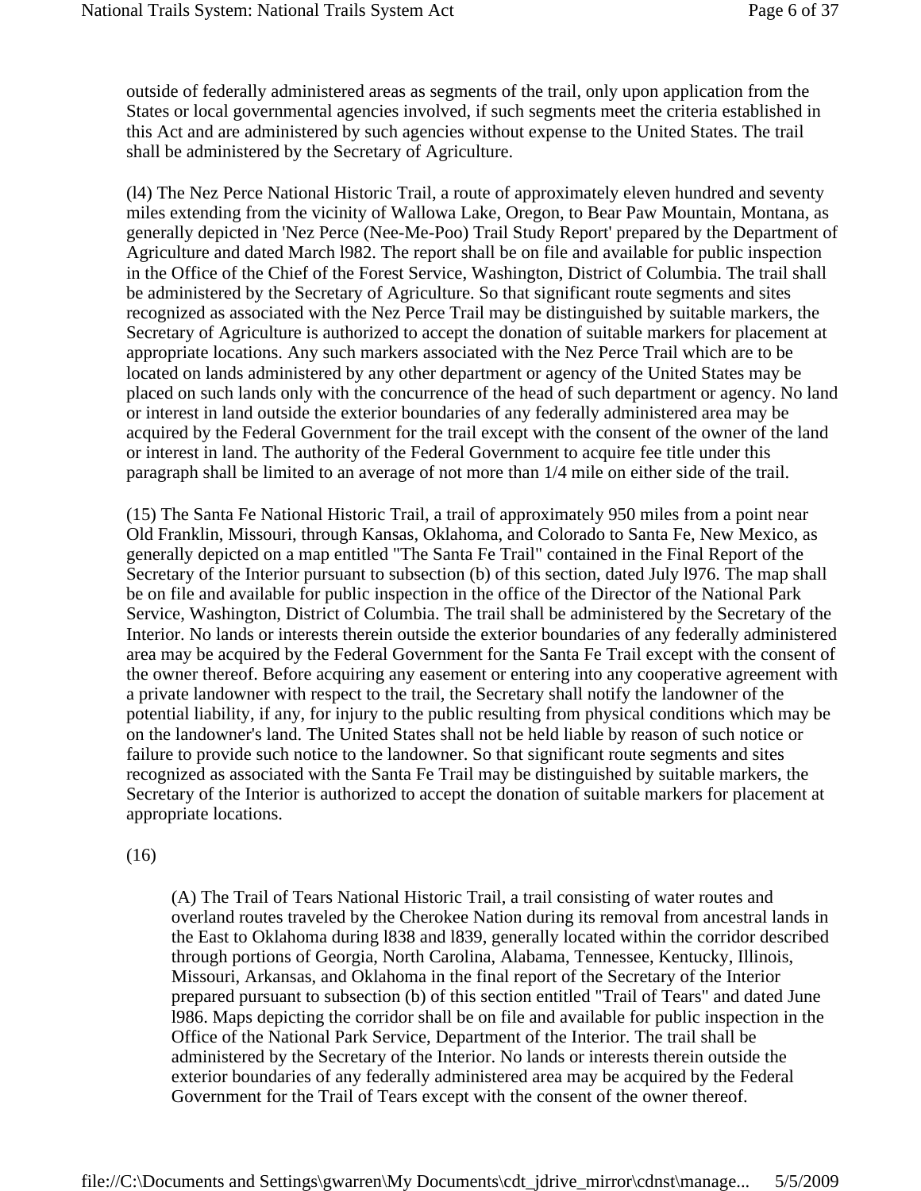outside of federally administered areas as segments of the trail, only upon application from the States or local governmental agencies involved, if such segments meet the criteria established in this Act and are administered by such agencies without expense to the United States. The trail shall be administered by the Secretary of Agriculture.

(l4) The Nez Perce National Historic Trail, a route of approximately eleven hundred and seventy miles extending from the vicinity of Wallowa Lake, Oregon, to Bear Paw Mountain, Montana, as generally depicted in 'Nez Perce (Nee-Me-Poo) Trail Study Report' prepared by the Department of Agriculture and dated March l982. The report shall be on file and available for public inspection in the Office of the Chief of the Forest Service, Washington, District of Columbia. The trail shall be administered by the Secretary of Agriculture. So that significant route segments and sites recognized as associated with the Nez Perce Trail may be distinguished by suitable markers, the Secretary of Agriculture is authorized to accept the donation of suitable markers for placement at appropriate locations. Any such markers associated with the Nez Perce Trail which are to be located on lands administered by any other department or agency of the United States may be placed on such lands only with the concurrence of the head of such department or agency. No land or interest in land outside the exterior boundaries of any federally administered area may be acquired by the Federal Government for the trail except with the consent of the owner of the land or interest in land. The authority of the Federal Government to acquire fee title under this paragraph shall be limited to an average of not more than 1/4 mile on either side of the trail.

(15) The Santa Fe National Historic Trail, a trail of approximately 950 miles from a point near Old Franklin, Missouri, through Kansas, Oklahoma, and Colorado to Santa Fe, New Mexico, as generally depicted on a map entitled "The Santa Fe Trail" contained in the Final Report of the Secretary of the Interior pursuant to subsection (b) of this section, dated July l976. The map shall be on file and available for public inspection in the office of the Director of the National Park Service, Washington, District of Columbia. The trail shall be administered by the Secretary of the Interior. No lands or interests therein outside the exterior boundaries of any federally administered area may be acquired by the Federal Government for the Santa Fe Trail except with the consent of the owner thereof. Before acquiring any easement or entering into any cooperative agreement with a private landowner with respect to the trail, the Secretary shall notify the landowner of the potential liability, if any, for injury to the public resulting from physical conditions which may be on the landowner's land. The United States shall not be held liable by reason of such notice or failure to provide such notice to the landowner. So that significant route segments and sites recognized as associated with the Santa Fe Trail may be distinguished by suitable markers, the Secretary of the Interior is authorized to accept the donation of suitable markers for placement at appropriate locations.

(16)

(A) The Trail of Tears National Historic Trail, a trail consisting of water routes and overland routes traveled by the Cherokee Nation during its removal from ancestral lands in the East to Oklahoma during l838 and l839, generally located within the corridor described through portions of Georgia, North Carolina, Alabama, Tennessee, Kentucky, Illinois, Missouri, Arkansas, and Oklahoma in the final report of the Secretary of the Interior prepared pursuant to subsection (b) of this section entitled "Trail of Tears" and dated June l986. Maps depicting the corridor shall be on file and available for public inspection in the Office of the National Park Service, Department of the Interior. The trail shall be administered by the Secretary of the Interior. No lands or interests therein outside the exterior boundaries of any federally administered area may be acquired by the Federal Government for the Trail of Tears except with the consent of the owner thereof.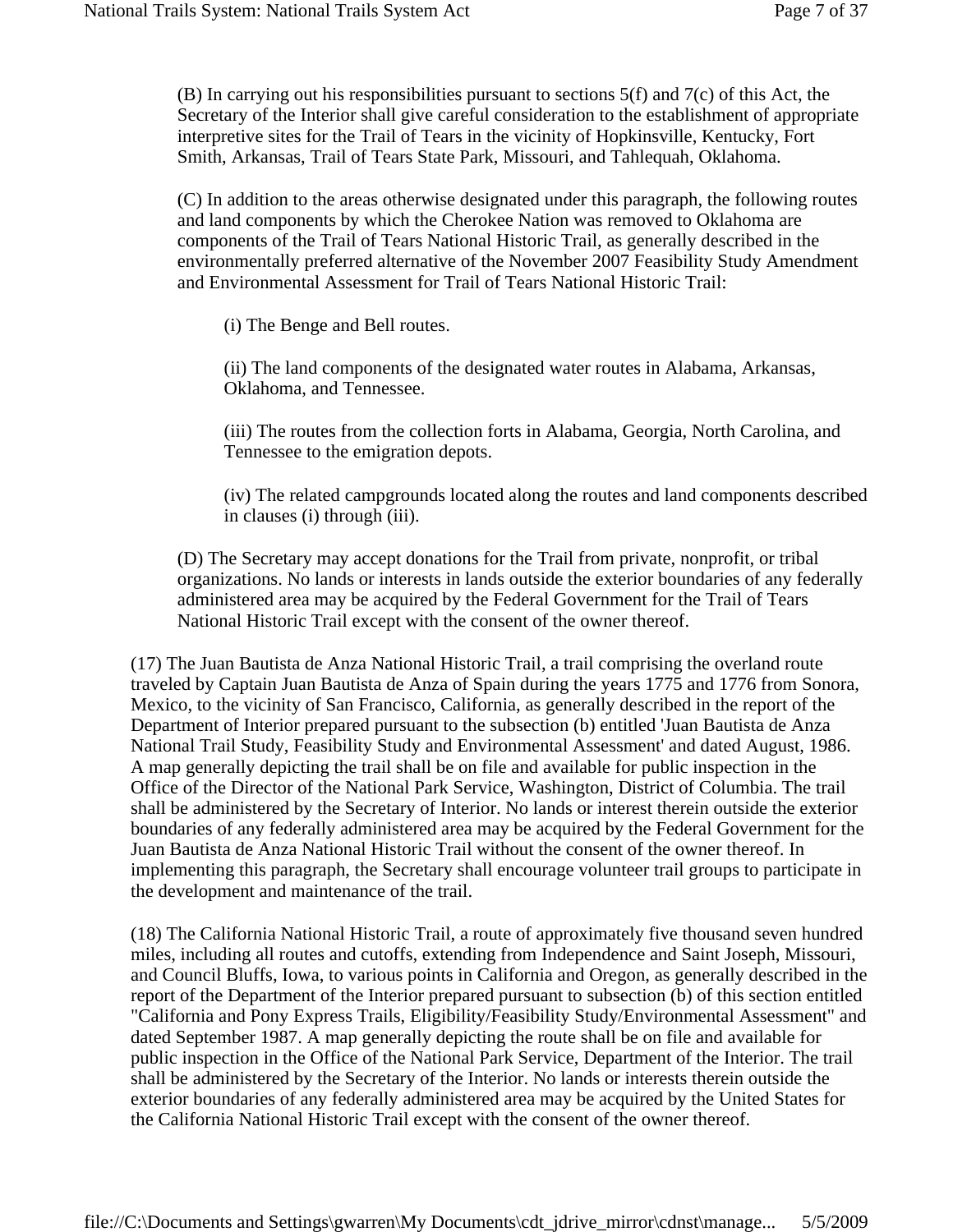(B) In carrying out his responsibilities pursuant to sections 5(f) and 7(c) of this Act, the Secretary of the Interior shall give careful consideration to the establishment of appropriate interpretive sites for the Trail of Tears in the vicinity of Hopkinsville, Kentucky, Fort Smith, Arkansas, Trail of Tears State Park, Missouri, and Tahlequah, Oklahoma.

(C) In addition to the areas otherwise designated under this paragraph, the following routes and land components by which the Cherokee Nation was removed to Oklahoma are components of the Trail of Tears National Historic Trail, as generally described in the environmentally preferred alternative of the November 2007 Feasibility Study Amendment and Environmental Assessment for Trail of Tears National Historic Trail:

(i) The Benge and Bell routes.

(ii) The land components of the designated water routes in Alabama, Arkansas, Oklahoma, and Tennessee.

(iii) The routes from the collection forts in Alabama, Georgia, North Carolina, and Tennessee to the emigration depots.

(iv) The related campgrounds located along the routes and land components described in clauses (i) through (iii).

(D) The Secretary may accept donations for the Trail from private, nonprofit, or tribal organizations. No lands or interests in lands outside the exterior boundaries of any federally administered area may be acquired by the Federal Government for the Trail of Tears National Historic Trail except with the consent of the owner thereof.

(17) The Juan Bautista de Anza National Historic Trail, a trail comprising the overland route traveled by Captain Juan Bautista de Anza of Spain during the years 1775 and 1776 from Sonora, Mexico, to the vicinity of San Francisco, California, as generally described in the report of the Department of Interior prepared pursuant to the subsection (b) entitled 'Juan Bautista de Anza National Trail Study, Feasibility Study and Environmental Assessment' and dated August, 1986. A map generally depicting the trail shall be on file and available for public inspection in the Office of the Director of the National Park Service, Washington, District of Columbia. The trail shall be administered by the Secretary of Interior. No lands or interest therein outside the exterior boundaries of any federally administered area may be acquired by the Federal Government for the Juan Bautista de Anza National Historic Trail without the consent of the owner thereof. In implementing this paragraph, the Secretary shall encourage volunteer trail groups to participate in the development and maintenance of the trail.

(18) The California National Historic Trail, a route of approximately five thousand seven hundred miles, including all routes and cutoffs, extending from Independence and Saint Joseph, Missouri, and Council Bluffs, Iowa, to various points in California and Oregon, as generally described in the report of the Department of the Interior prepared pursuant to subsection (b) of this section entitled "California and Pony Express Trails, Eligibility/Feasibility Study/Environmental Assessment" and dated September 1987. A map generally depicting the route shall be on file and available for public inspection in the Office of the National Park Service, Department of the Interior. The trail shall be administered by the Secretary of the Interior. No lands or interests therein outside the exterior boundaries of any federally administered area may be acquired by the United States for the California National Historic Trail except with the consent of the owner thereof.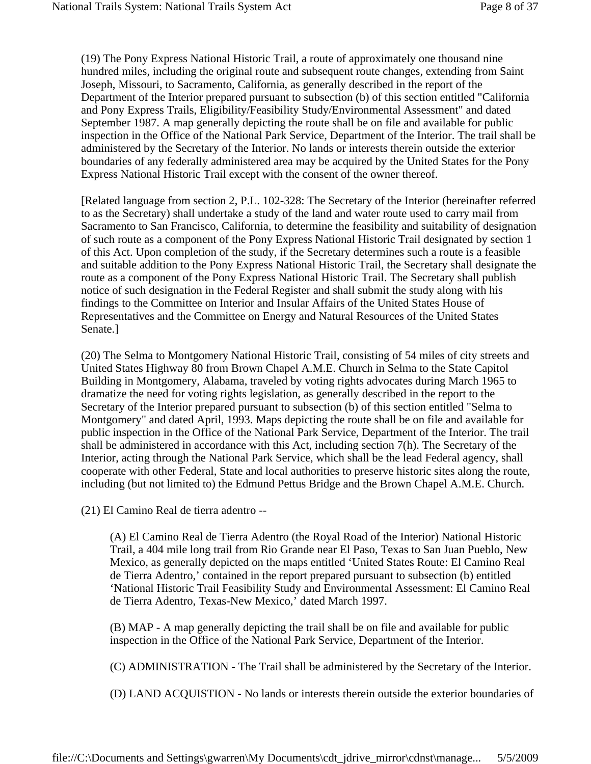(19) The Pony Express National Historic Trail, a route of approximately one thousand nine hundred miles, including the original route and subsequent route changes, extending from Saint Joseph, Missouri, to Sacramento, California, as generally described in the report of the Department of the Interior prepared pursuant to subsection (b) of this section entitled "California and Pony Express Trails, Eligibility/Feasibility Study/Environmental Assessment" and dated September 1987. A map generally depicting the route shall be on file and available for public inspection in the Office of the National Park Service, Department of the Interior. The trail shall be administered by the Secretary of the Interior. No lands or interests therein outside the exterior boundaries of any federally administered area may be acquired by the United States for the Pony Express National Historic Trail except with the consent of the owner thereof.

[Related language from section 2, P.L. 102-328: The Secretary of the Interior (hereinafter referred to as the Secretary) shall undertake a study of the land and water route used to carry mail from Sacramento to San Francisco, California, to determine the feasibility and suitability of designation of such route as a component of the Pony Express National Historic Trail designated by section 1 of this Act. Upon completion of the study, if the Secretary determines such a route is a feasible and suitable addition to the Pony Express National Historic Trail, the Secretary shall designate the route as a component of the Pony Express National Historic Trail. The Secretary shall publish notice of such designation in the Federal Register and shall submit the study along with his findings to the Committee on Interior and Insular Affairs of the United States House of Representatives and the Committee on Energy and Natural Resources of the United States Senate.]

(20) The Selma to Montgomery National Historic Trail, consisting of 54 miles of city streets and United States Highway 80 from Brown Chapel A.M.E. Church in Selma to the State Capitol Building in Montgomery, Alabama, traveled by voting rights advocates during March 1965 to dramatize the need for voting rights legislation, as generally described in the report to the Secretary of the Interior prepared pursuant to subsection (b) of this section entitled "Selma to Montgomery" and dated April, 1993. Maps depicting the route shall be on file and available for public inspection in the Office of the National Park Service, Department of the Interior. The trail shall be administered in accordance with this Act, including section 7(h). The Secretary of the Interior, acting through the National Park Service, which shall be the lead Federal agency, shall cooperate with other Federal, State and local authorities to preserve historic sites along the route, including (but not limited to) the Edmund Pettus Bridge and the Brown Chapel A.M.E. Church.

(21) El Camino Real de tierra adentro --

(A) El Camino Real de Tierra Adentro (the Royal Road of the Interior) National Historic Trail, a 404 mile long trail from Rio Grande near El Paso, Texas to San Juan Pueblo, New Mexico, as generally depicted on the maps entitled ‘United States Route: El Camino Real de Tierra Adentro,’ contained in the report prepared pursuant to subsection (b) entitled ‘National Historic Trail Feasibility Study and Environmental Assessment: El Camino Real de Tierra Adentro, Texas-New Mexico,’ dated March 1997.

(B) MAP - A map generally depicting the trail shall be on file and available for public inspection in the Office of the National Park Service, Department of the Interior.

(C) ADMINISTRATION - The Trail shall be administered by the Secretary of the Interior.

(D) LAND ACQUISTION - No lands or interests therein outside the exterior boundaries of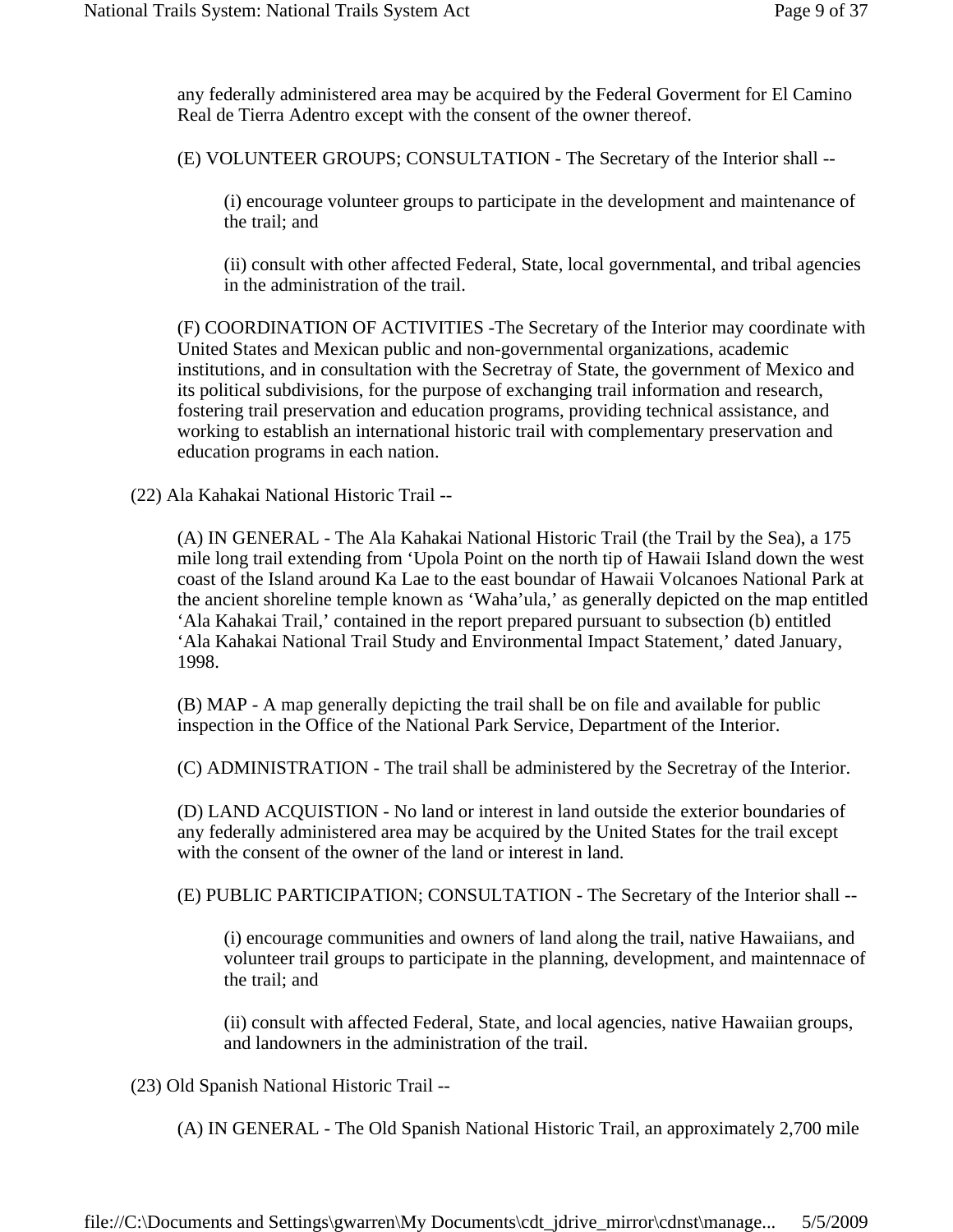any federally administered area may be acquired by the Federal Goverment for El Camino Real de Tierra Adentro except with the consent of the owner thereof.

(E) VOLUNTEER GROUPS; CONSULTATION - The Secretary of the Interior shall --

(i) encourage volunteer groups to participate in the development and maintenance of the trail; and

(ii) consult with other affected Federal, State, local governmental, and tribal agencies in the administration of the trail.

(F) COORDINATION OF ACTIVITIES -The Secretary of the Interior may coordinate with United States and Mexican public and non-governmental organizations, academic institutions, and in consultation with the Secretray of State, the government of Mexico and its political subdivisions, for the purpose of exchanging trail information and research, fostering trail preservation and education programs, providing technical assistance, and working to establish an international historic trail with complementary preservation and education programs in each nation.

(22) Ala Kahakai National Historic Trail --

(A) IN GENERAL - The Ala Kahakai National Historic Trail (the Trail by the Sea), a 175 mile long trail extending from 'Upola Point on the north tip of Hawaii Island down the west coast of the Island around Ka Lae to the east boundar of Hawaii Volcanoes National Park at the ancient shoreline temple known as 'Waha'ula,' as generally depicted on the map entitled 'Ala Kahakai Trail,' contained in the report prepared pursuant to subsection (b) entitled 'Ala Kahakai National Trail Study and Environmental Impact Statement,' dated January, 1998.

(B) MAP - A map generally depicting the trail shall be on file and available for public inspection in the Office of the National Park Service, Department of the Interior.

(C) ADMINISTRATION - The trail shall be administered by the Secretray of the Interior.

(D) LAND ACQUISTION - No land or interest in land outside the exterior boundaries of any federally administered area may be acquired by the United States for the trail except with the consent of the owner of the land or interest in land.

(E) PUBLIC PARTICIPATION; CONSULTATION - The Secretary of the Interior shall --

(i) encourage communities and owners of land along the trail, native Hawaiians, and volunteer trail groups to participate in the planning, development, and maintennace of the trail; and

(ii) consult with affected Federal, State, and local agencies, native Hawaiian groups, and landowners in the administration of the trail.

(23) Old Spanish National Historic Trail --

(A) IN GENERAL - The Old Spanish National Historic Trail, an approximately 2,700 mile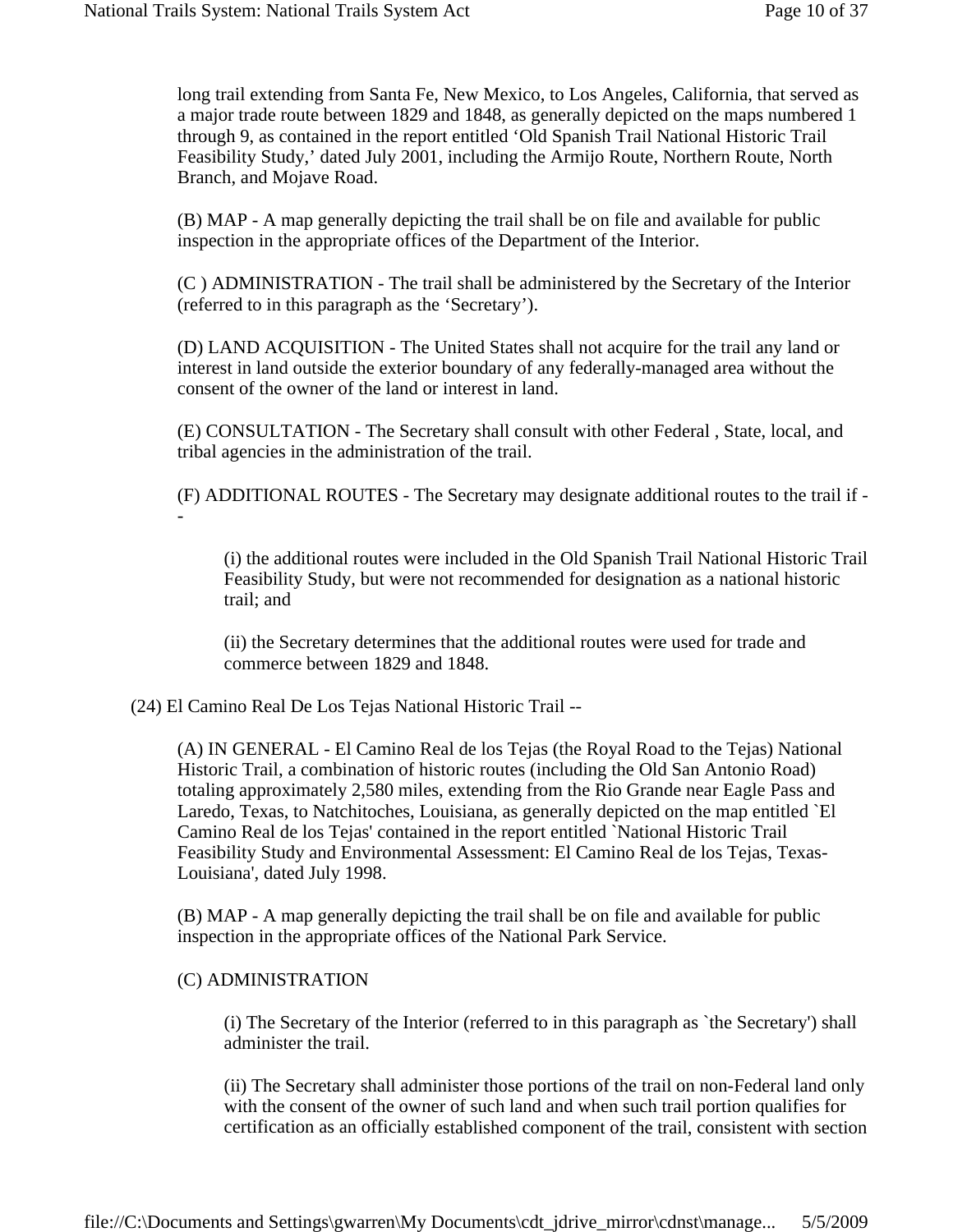long trail extending from Santa Fe, New Mexico, to Los Angeles, California, that served as a major trade route between 1829 and 1848, as generally depicted on the maps numbered 1 through 9, as contained in the report entitled 'Old Spanish Trail National Historic Trail Feasibility Study,' dated July 2001, including the Armijo Route, Northern Route, North Branch, and Mojave Road.

(B) MAP - A map generally depicting the trail shall be on file and available for public inspection in the appropriate offices of the Department of the Interior.

(C ) ADMINISTRATION - The trail shall be administered by the Secretary of the Interior (referred to in this paragraph as the 'Secretary').

(D) LAND ACQUISITION - The United States shall not acquire for the trail any land or interest in land outside the exterior boundary of any federally-managed area without the consent of the owner of the land or interest in land.

(E) CONSULTATION - The Secretary shall consult with other Federal , State, local, and tribal agencies in the administration of the trail.

(F) ADDITIONAL ROUTES - The Secretary may designate additional routes to the trail if --

(i) the additional routes were included in the Old Spanish Trail National Historic Trail Feasibility Study, but were not recommended for designation as a national historic trail; and

(ii) the Secretary determines that the additional routes were used for trade and commerce between 1829 and 1848.

(24) El Camino Real De Los Tejas National Historic Trail --

(A) IN GENERAL - El Camino Real de los Tejas (the Royal Road to the Tejas) National Historic Trail, a combination of historic routes (including the Old San Antonio Road) totaling approximately 2,580 miles, extending from the Rio Grande near Eagle Pass and Laredo, Texas, to Natchitoches, Louisiana, as generally depicted on the map entitled `El Camino Real de los Tejas' contained in the report entitled `National Historic Trail Feasibility Study and Environmental Assessment: El Camino Real de los Tejas, Texas-Louisiana', dated July 1998.

(B) MAP - A map generally depicting the trail shall be on file and available for public inspection in the appropriate offices of the National Park Service.

(C) ADMINISTRATION

(i) The Secretary of the Interior (referred to in this paragraph as `the Secretary') shall administer the trail.

(ii) The Secretary shall administer those portions of the trail on non-Federal land only with the consent of the owner of such land and when such trail portion qualifies for certification as an officially established component of the trail, consistent with section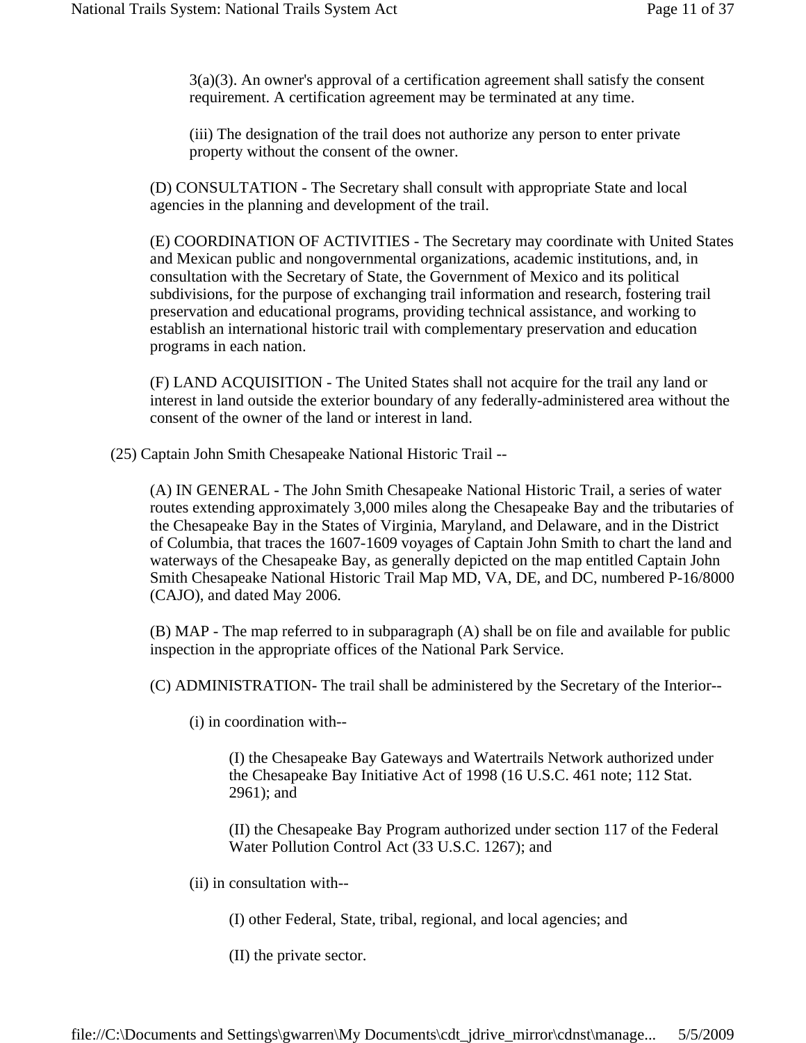3(a)(3). An owner's approval of a certification agreement shall satisfy the consent requirement. A certification agreement may be terminated at any time.

(iii) The designation of the trail does not authorize any person to enter private property without the consent of the owner.

(D) CONSULTATION - The Secretary shall consult with appropriate State and local agencies in the planning and development of the trail.

(E) COORDINATION OF ACTIVITIES - The Secretary may coordinate with United States and Mexican public and nongovernmental organizations, academic institutions, and, in consultation with the Secretary of State, the Government of Mexico and its political subdivisions, for the purpose of exchanging trail information and research, fostering trail preservation and educational programs, providing technical assistance, and working to establish an international historic trail with complementary preservation and education programs in each nation.

(F) LAND ACQUISITION - The United States shall not acquire for the trail any land or interest in land outside the exterior boundary of any federally-administered area without the consent of the owner of the land or interest in land.

(25) Captain John Smith Chesapeake National Historic Trail --

(A) IN GENERAL - The John Smith Chesapeake National Historic Trail, a series of water routes extending approximately 3,000 miles along the Chesapeake Bay and the tributaries of the Chesapeake Bay in the States of Virginia, Maryland, and Delaware, and in the District of Columbia, that traces the 1607-1609 voyages of Captain John Smith to chart the land and waterways of the Chesapeake Bay, as generally depicted on the map entitled Captain John Smith Chesapeake National Historic Trail Map MD, VA, DE, and DC, numbered P-16/8000 (CAJO), and dated May 2006.

(B) MAP - The map referred to in subparagraph (A) shall be on file and available for public inspection in the appropriate offices of the National Park Service.

(C) ADMINISTRATION- The trail shall be administered by the Secretary of the Interior--

(i) in coordination with--

(I) the Chesapeake Bay Gateways and Watertrails Network authorized under the Chesapeake Bay Initiative Act of 1998 (16 U.S.C. 461 note; 112 Stat. 2961); and

(II) the Chesapeake Bay Program authorized under section 117 of the Federal Water Pollution Control Act (33 U.S.C. 1267); and

(ii) in consultation with--

(I) other Federal, State, tribal, regional, and local agencies; and

(II) the private sector.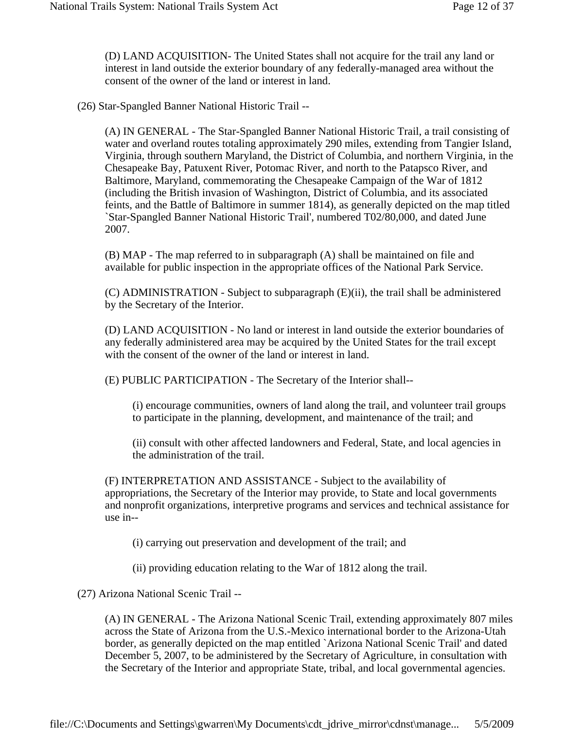(D) LAND ACQUISITION- The United States shall not acquire for the trail any land or interest in land outside the exterior boundary of any federally-managed area without the consent of the owner of the land or interest in land.

(26) Star-Spangled Banner National Historic Trail --

(A) IN GENERAL - The Star-Spangled Banner National Historic Trail, a trail consisting of water and overland routes totaling approximately 290 miles, extending from Tangier Island, Virginia, through southern Maryland, the District of Columbia, and northern Virginia, in the Chesapeake Bay, Patuxent River, Potomac River, and north to the Patapsco River, and Baltimore, Maryland, commemorating the Chesapeake Campaign of the War of 1812 (including the British invasion of Washington, District of Columbia, and its associated feints, and the Battle of Baltimore in summer 1814), as generally depicted on the map titled `Star-Spangled Banner National Historic Trail', numbered T02/80,000, and dated June 2007.

(B) MAP - The map referred to in subparagraph (A) shall be maintained on file and available for public inspection in the appropriate offices of the National Park Service.

(C) ADMINISTRATION - Subject to subparagraph (E)(ii), the trail shall be administered by the Secretary of the Interior.

(D) LAND ACQUISITION - No land or interest in land outside the exterior boundaries of any federally administered area may be acquired by the United States for the trail except with the consent of the owner of the land or interest in land.

(E) PUBLIC PARTICIPATION - The Secretary of the Interior shall--

(i) encourage communities, owners of land along the trail, and volunteer trail groups to participate in the planning, development, and maintenance of the trail; and

(ii) consult with other affected landowners and Federal, State, and local agencies in the administration of the trail.

(F) INTERPRETATION AND ASSISTANCE - Subject to the availability of appropriations, the Secretary of the Interior may provide, to State and local governments and nonprofit organizations, interpretive programs and services and technical assistance for use in--

(i) carrying out preservation and development of the trail; and

(ii) providing education relating to the War of 1812 along the trail.

(27) Arizona National Scenic Trail --

(A) IN GENERAL - The Arizona National Scenic Trail, extending approximately 807 miles across the State of Arizona from the U.S.-Mexico international border to the Arizona-Utah border, as generally depicted on the map entitled `Arizona National Scenic Trail' and dated December 5, 2007, to be administered by the Secretary of Agriculture, in consultation with the Secretary of the Interior and appropriate State, tribal, and local governmental agencies.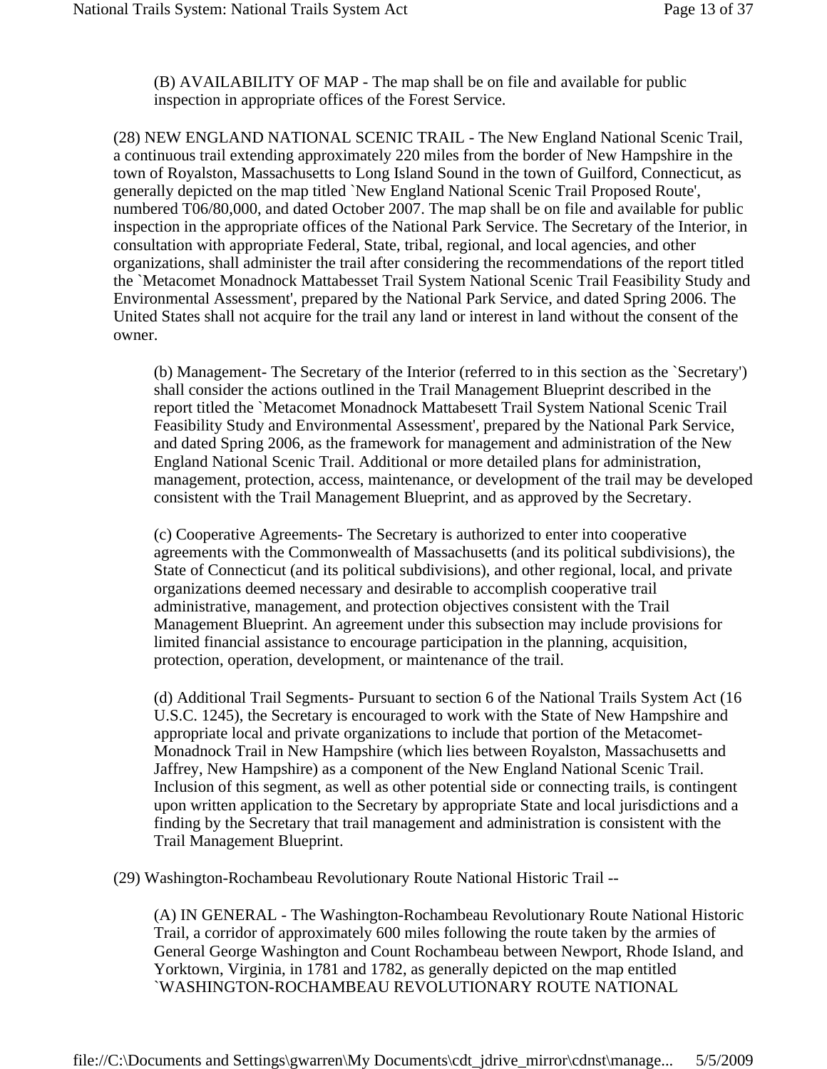(B) AVAILABILITY OF MAP - The map shall be on file and available for public inspection in appropriate offices of the Forest Service.

(28) NEW ENGLAND NATIONAL SCENIC TRAIL - The New England National Scenic Trail, a continuous trail extending approximately 220 miles from the border of New Hampshire in the town of Royalston, Massachusetts to Long Island Sound in the town of Guilford, Connecticut, as generally depicted on the map titled `New England National Scenic Trail Proposed Route', numbered T06/80,000, and dated October 2007. The map shall be on file and available for public inspection in the appropriate offices of the National Park Service. The Secretary of the Interior, in consultation with appropriate Federal, State, tribal, regional, and local agencies, and other organizations, shall administer the trail after considering the recommendations of the report titled the `Metacomet Monadnock Mattabesset Trail System National Scenic Trail Feasibility Study and Environmental Assessment', prepared by the National Park Service, and dated Spring 2006. The United States shall not acquire for the trail any land or interest in land without the consent of the owner.

(b) Management- The Secretary of the Interior (referred to in this section as the `Secretary') shall consider the actions outlined in the Trail Management Blueprint described in the report titled the `Metacomet Monadnock Mattabesett Trail System National Scenic Trail Feasibility Study and Environmental Assessment', prepared by the National Park Service, and dated Spring 2006, as the framework for management and administration of the New England National Scenic Trail. Additional or more detailed plans for administration, management, protection, access, maintenance, or development of the trail may be developed consistent with the Trail Management Blueprint, and as approved by the Secretary.

(c) Cooperative Agreements- The Secretary is authorized to enter into cooperative agreements with the Commonwealth of Massachusetts (and its political subdivisions), the State of Connecticut (and its political subdivisions), and other regional, local, and private organizations deemed necessary and desirable to accomplish cooperative trail administrative, management, and protection objectives consistent with the Trail Management Blueprint. An agreement under this subsection may include provisions for limited financial assistance to encourage participation in the planning, acquisition, protection, operation, development, or maintenance of the trail.

(d) Additional Trail Segments- Pursuant to section 6 of the National Trails System Act (16 U.S.C. 1245), the Secretary is encouraged to work with the State of New Hampshire and appropriate local and private organizations to include that portion of the Metacomet-Monadnock Trail in New Hampshire (which lies between Royalston, Massachusetts and Jaffrey, New Hampshire) as a component of the New England National Scenic Trail. Inclusion of this segment, as well as other potential side or connecting trails, is contingent upon written application to the Secretary by appropriate State and local jurisdictions and a finding by the Secretary that trail management and administration is consistent with the Trail Management Blueprint.

(29) Washington-Rochambeau Revolutionary Route National Historic Trail --

(A) IN GENERAL - The Washington-Rochambeau Revolutionary Route National Historic Trail, a corridor of approximately 600 miles following the route taken by the armies of General George Washington and Count Rochambeau between Newport, Rhode Island, and Yorktown, Virginia, in 1781 and 1782, as generally depicted on the map entitled `WASHINGTON-ROCHAMBEAU REVOLUTIONARY ROUTE NATIONAL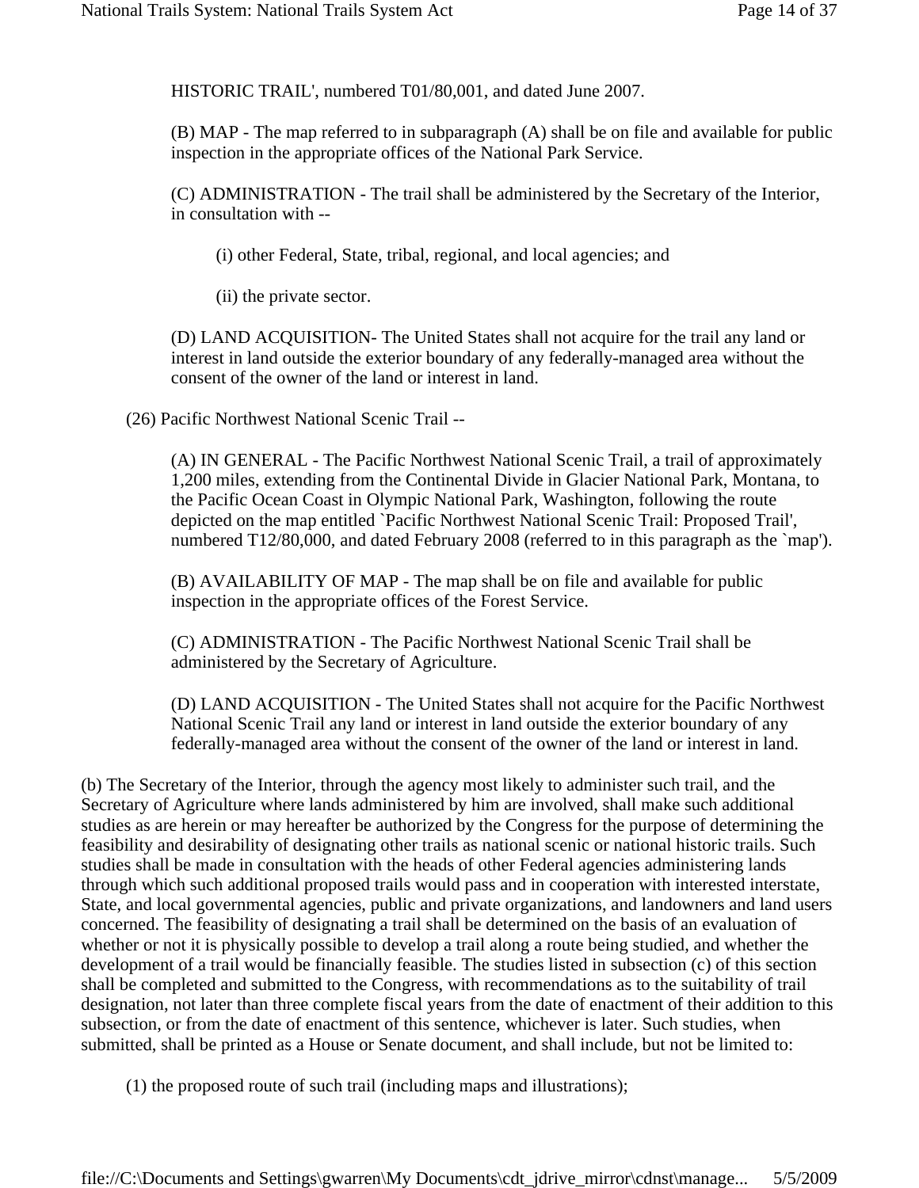HISTORIC TRAIL', numbered T01/80,001, and dated June 2007.

(B) MAP - The map referred to in subparagraph (A) shall be on file and available for public inspection in the appropriate offices of the National Park Service.

(C) ADMINISTRATION - The trail shall be administered by the Secretary of the Interior, in consultation with --

(i) other Federal, State, tribal, regional, and local agencies; and

(ii) the private sector.

(D) LAND ACQUISITION- The United States shall not acquire for the trail any land or interest in land outside the exterior boundary of any federally-managed area without the consent of the owner of the land or interest in land.

(26) Pacific Northwest National Scenic Trail --

(A) IN GENERAL - The Pacific Northwest National Scenic Trail, a trail of approximately 1,200 miles, extending from the Continental Divide in Glacier National Park, Montana, to the Pacific Ocean Coast in Olympic National Park, Washington, following the route depicted on the map entitled `Pacific Northwest National Scenic Trail: Proposed Trail', numbered T12/80,000, and dated February 2008 (referred to in this paragraph as the `map').

(B) AVAILABILITY OF MAP - The map shall be on file and available for public inspection in the appropriate offices of the Forest Service.

(C) ADMINISTRATION - The Pacific Northwest National Scenic Trail shall be administered by the Secretary of Agriculture.

(D) LAND ACQUISITION - The United States shall not acquire for the Pacific Northwest National Scenic Trail any land or interest in land outside the exterior boundary of any federally-managed area without the consent of the owner of the land or interest in land.

(b) The Secretary of the Interior, through the agency most likely to administer such trail, and the Secretary of Agriculture where lands administered by him are involved, shall make such additional studies as are herein or may hereafter be authorized by the Congress for the purpose of determining the feasibility and desirability of designating other trails as national scenic or national historic trails. Such studies shall be made in consultation with the heads of other Federal agencies administering lands through which such additional proposed trails would pass and in cooperation with interested interstate, State, and local governmental agencies, public and private organizations, and landowners and land users concerned. The feasibility of designating a trail shall be determined on the basis of an evaluation of whether or not it is physically possible to develop a trail along a route being studied, and whether the development of a trail would be financially feasible. The studies listed in subsection (c) of this section shall be completed and submitted to the Congress, with recommendations as to the suitability of trail designation, not later than three complete fiscal years from the date of enactment of their addition to this subsection, or from the date of enactment of this sentence, whichever is later. Such studies, when submitted, shall be printed as a House or Senate document, and shall include, but not be limited to:

(1) the proposed route of such trail (including maps and illustrations);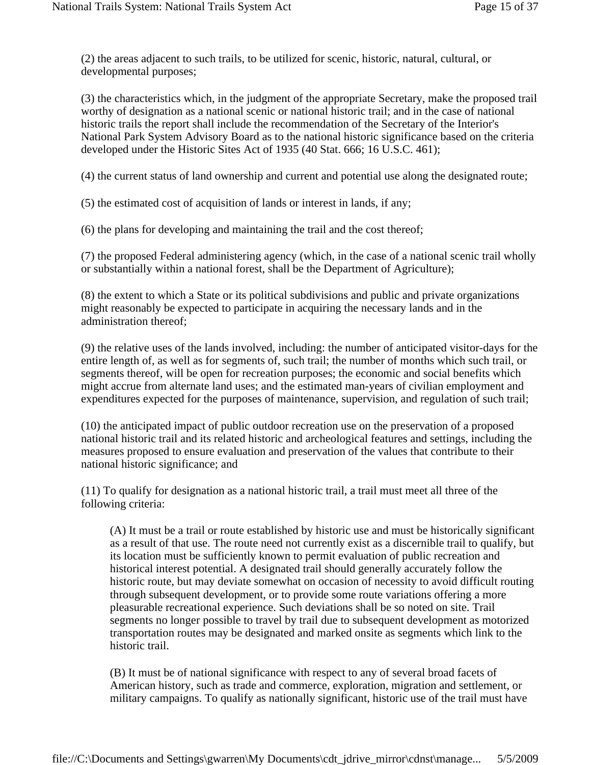(2) the areas adjacent to such trails, to be utilized for scenic, historic, natural, cultural, or developmental purposes;

(3) the characteristics which, in the judgment of the appropriate Secretary, make the proposed trail worthy of designation as a national scenic or national historic trail; and in the case of national historic trails the report shall include the recommendation of the Secretary of the Interior's National Park System Advisory Board as to the national historic significance based on the criteria developed under the Historic Sites Act of 1935 (40 Stat. 666; 16 U.S.C. 461);

(4) the current status of land ownership and current and potential use along the designated route;

(5) the estimated cost of acquisition of lands or interest in lands, if any;

(6) the plans for developing and maintaining the trail and the cost thereof;

(7) the proposed Federal administering agency (which, in the case of a national scenic trail wholly or substantially within a national forest, shall be the Department of Agriculture);

(8) the extent to which a State or its political subdivisions and public and private organizations might reasonably be expected to participate in acquiring the necessary lands and in the administration thereof;

(9) the relative uses of the lands involved, including: the number of anticipated visitor-days for the entire length of, as well as for segments of, such trail; the number of months which such trail, or segments thereof, will be open for recreation purposes; the economic and social benefits which might accrue from alternate land uses; and the estimated man-years of civilian employment and expenditures expected for the purposes of maintenance, supervision, and regulation of such trail;

(10) the anticipated impact of public outdoor recreation use on the preservation of a proposed national historic trail and its related historic and archeological features and settings, including the measures proposed to ensure evaluation and preservation of the values that contribute to their national historic significance; and

(11) To qualify for designation as a national historic trail, a trail must meet all three of the following criteria:

> (A) It must be a trail or route established by historic use and must be historically significant as a result of that use. The route need not currently exist as a discernible trail to qualify, but its location must be sufficiently known to permit evaluation of public recreation and historical interest potential. A designated trail should generally accurately follow the historic route, but may deviate somewhat on occasion of necessity to avoid difficult routing through subsequent development, or to provide some route variations offering a more pleasurable recreational experience. Such deviations shall be so noted on site. Trail segments no longer possible to travel by trail due to subsequent development as motorized transportation routes may be designated and marked onsite as segments which link to the historic trail.
>
> (B) It must be of national significance with respect to any of several broad facets of American history, such as trade and commerce, exploration, migration and settlement, or military campaigns. To qualify as nationally significant, historic use of the trail must have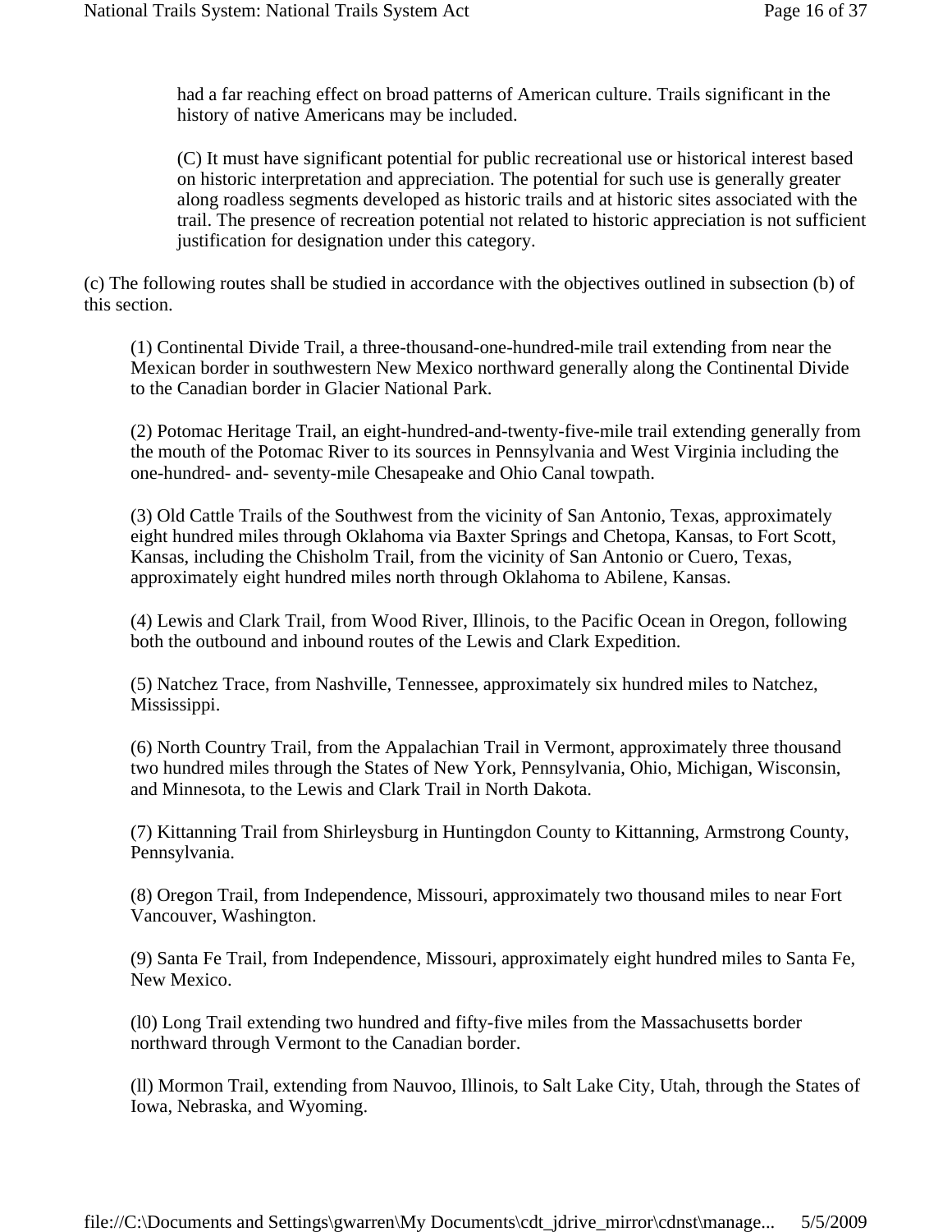had a far reaching effect on broad patterns of American culture. Trails significant in the history of native Americans may be included.

(C) It must have significant potential for public recreational use or historical interest based on historic interpretation and appreciation. The potential for such use is generally greater along roadless segments developed as historic trails and at historic sites associated with the trail. The presence of recreation potential not related to historic appreciation is not sufficient justification for designation under this category.

(c) The following routes shall be studied in accordance with the objectives outlined in subsection (b) of this section.

(1) Continental Divide Trail, a three-thousand-one-hundred-mile trail extending from near the Mexican border in southwestern New Mexico northward generally along the Continental Divide to the Canadian border in Glacier National Park.

(2) Potomac Heritage Trail, an eight-hundred-and-twenty-five-mile trail extending generally from the mouth of the Potomac River to its sources in Pennsylvania and West Virginia including the one-hundred- and- seventy-mile Chesapeake and Ohio Canal towpath.

(3) Old Cattle Trails of the Southwest from the vicinity of San Antonio, Texas, approximately eight hundred miles through Oklahoma via Baxter Springs and Chetopa, Kansas, to Fort Scott, Kansas, including the Chisholm Trail, from the vicinity of San Antonio or Cuero, Texas, approximately eight hundred miles north through Oklahoma to Abilene, Kansas.

(4) Lewis and Clark Trail, from Wood River, Illinois, to the Pacific Ocean in Oregon, following both the outbound and inbound routes of the Lewis and Clark Expedition.

(5) Natchez Trace, from Nashville, Tennessee, approximately six hundred miles to Natchez, Mississippi.

(6) North Country Trail, from the Appalachian Trail in Vermont, approximately three thousand two hundred miles through the States of New York, Pennsylvania, Ohio, Michigan, Wisconsin, and Minnesota, to the Lewis and Clark Trail in North Dakota.

(7) Kittanning Trail from Shirleysburg in Huntingdon County to Kittanning, Armstrong County, Pennsylvania.

(8) Oregon Trail, from Independence, Missouri, approximately two thousand miles to near Fort Vancouver, Washington.

(9) Santa Fe Trail, from Independence, Missouri, approximately eight hundred miles to Santa Fe, New Mexico.

(l0) Long Trail extending two hundred and fifty-five miles from the Massachusetts border northward through Vermont to the Canadian border.

(ll) Mormon Trail, extending from Nauvoo, Illinois, to Salt Lake City, Utah, through the States of Iowa, Nebraska, and Wyoming.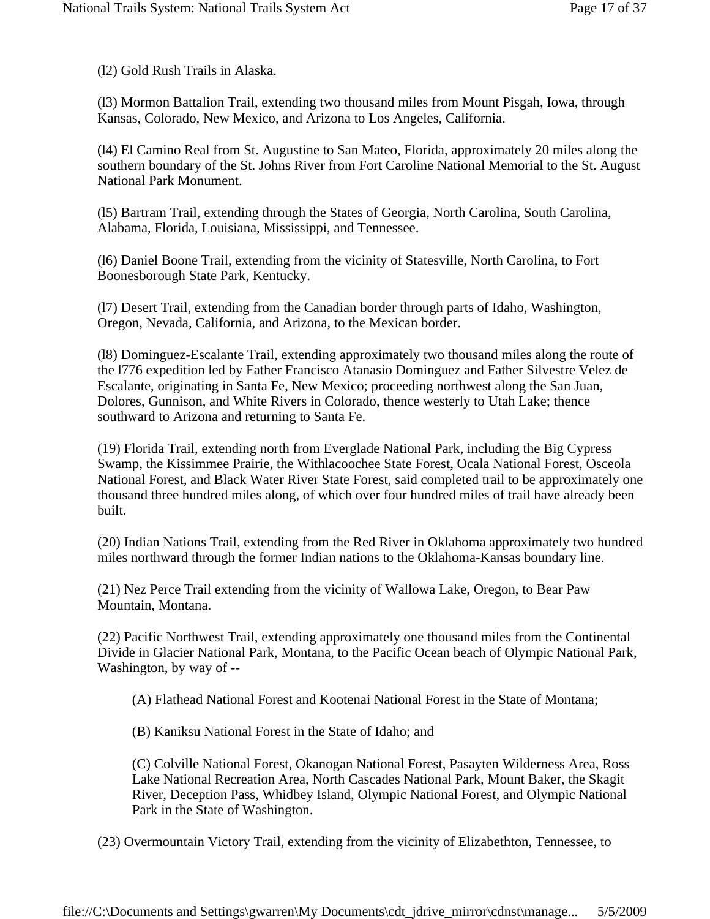(l2) Gold Rush Trails in Alaska.

(l3) Mormon Battalion Trail, extending two thousand miles from Mount Pisgah, Iowa, through Kansas, Colorado, New Mexico, and Arizona to Los Angeles, California.

(l4) El Camino Real from St. Augustine to San Mateo, Florida, approximately 20 miles along the southern boundary of the St. Johns River from Fort Caroline National Memorial to the St. August National Park Monument.

(l5) Bartram Trail, extending through the States of Georgia, North Carolina, South Carolina, Alabama, Florida, Louisiana, Mississippi, and Tennessee.

(l6) Daniel Boone Trail, extending from the vicinity of Statesville, North Carolina, to Fort Boonesborough State Park, Kentucky.

(l7) Desert Trail, extending from the Canadian border through parts of Idaho, Washington, Oregon, Nevada, California, and Arizona, to the Mexican border.

(l8) Dominguez-Escalante Trail, extending approximately two thousand miles along the route of the l776 expedition led by Father Francisco Atanasio Dominguez and Father Silvestre Velez de Escalante, originating in Santa Fe, New Mexico; proceeding northwest along the San Juan, Dolores, Gunnison, and White Rivers in Colorado, thence westerly to Utah Lake; thence southward to Arizona and returning to Santa Fe.

(19) Florida Trail, extending north from Everglade National Park, including the Big Cypress Swamp, the Kissimmee Prairie, the Withlacoochee State Forest, Ocala National Forest, Osceola National Forest, and Black Water River State Forest, said completed trail to be approximately one thousand three hundred miles along, of which over four hundred miles of trail have already been built.

(20) Indian Nations Trail, extending from the Red River in Oklahoma approximately two hundred miles northward through the former Indian nations to the Oklahoma-Kansas boundary line.

(21) Nez Perce Trail extending from the vicinity of Wallowa Lake, Oregon, to Bear Paw Mountain, Montana.

(22) Pacific Northwest Trail, extending approximately one thousand miles from the Continental Divide in Glacier National Park, Montana, to the Pacific Ocean beach of Olympic National Park, Washington, by way of --

> (A) Flathead National Forest and Kootenai National Forest in the State of Montana;
>
> (B) Kaniksu National Forest in the State of Idaho; and
>
> (C) Colville National Forest, Okanogan National Forest, Pasayten Wilderness Area, Ross Lake National Recreation Area, North Cascades National Park, Mount Baker, the Skagit River, Deception Pass, Whidbey Island, Olympic National Forest, and Olympic National Park in the State of Washington.

(23) Overmountain Victory Trail, extending from the vicinity of Elizabethton, Tennessee, to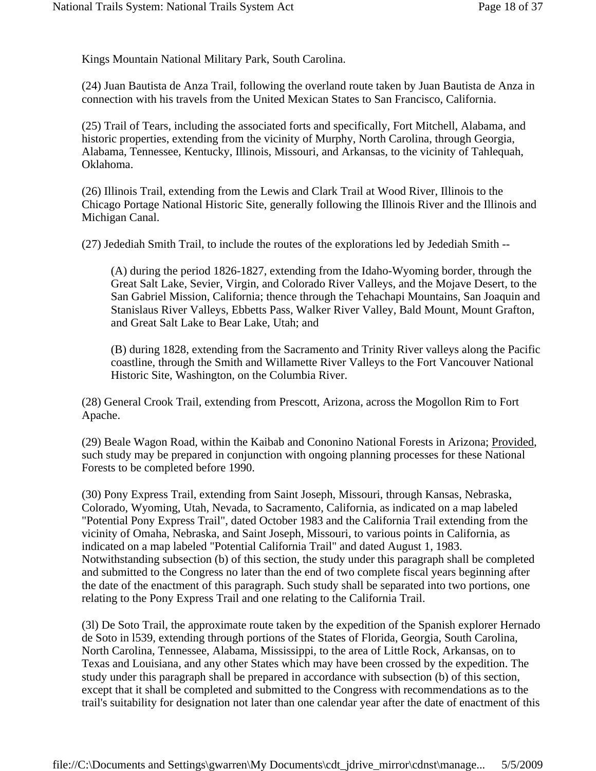Kings Mountain National Military Park, South Carolina.

(24) Juan Bautista de Anza Trail, following the overland route taken by Juan Bautista de Anza in connection with his travels from the United Mexican States to San Francisco, California.

(25) Trail of Tears, including the associated forts and specifically, Fort Mitchell, Alabama, and historic properties, extending from the vicinity of Murphy, North Carolina, through Georgia, Alabama, Tennessee, Kentucky, Illinois, Missouri, and Arkansas, to the vicinity of Tahlequah, Oklahoma.

(26) Illinois Trail, extending from the Lewis and Clark Trail at Wood River, Illinois to the Chicago Portage National Historic Site, generally following the Illinois River and the Illinois and Michigan Canal.

(27) Jedediah Smith Trail, to include the routes of the explorations led by Jedediah Smith --

> (A) during the period 1826-1827, extending from the Idaho-Wyoming border, through the Great Salt Lake, Sevier, Virgin, and Colorado River Valleys, and the Mojave Desert, to the San Gabriel Mission, California; thence through the Tehachapi Mountains, San Joaquin and Stanislaus River Valleys, Ebbetts Pass, Walker River Valley, Bald Mount, Mount Grafton, and Great Salt Lake to Bear Lake, Utah; and
>
> (B) during 1828, extending from the Sacramento and Trinity River valleys along the Pacific coastline, through the Smith and Willamette River Valleys to the Fort Vancouver National Historic Site, Washington, on the Columbia River.

(28) General Crook Trail, extending from Prescott, Arizona, across the Mogollon Rim to Fort Apache.

(29) Beale Wagon Road, within the Kaibab and Cononino National Forests in Arizona; Provided, such study may be prepared in conjunction with ongoing planning processes for these National Forests to be completed before 1990.

(30) Pony Express Trail, extending from Saint Joseph, Missouri, through Kansas, Nebraska, Colorado, Wyoming, Utah, Nevada, to Sacramento, California, as indicated on a map labeled "Potential Pony Express Trail", dated October 1983 and the California Trail extending from the vicinity of Omaha, Nebraska, and Saint Joseph, Missouri, to various points in California, as indicated on a map labeled "Potential California Trail" and dated August 1, 1983. Notwithstanding subsection (b) of this section, the study under this paragraph shall be completed and submitted to the Congress no later than the end of two complete fiscal years beginning after the date of the enactment of this paragraph. Such study shall be separated into two portions, one relating to the Pony Express Trail and one relating to the California Trail.

(3l) De Soto Trail, the approximate route taken by the expedition of the Spanish explorer Hernado de Soto in l539, extending through portions of the States of Florida, Georgia, South Carolina, North Carolina, Tennessee, Alabama, Mississippi, to the area of Little Rock, Arkansas, on to Texas and Louisiana, and any other States which may have been crossed by the expedition. The study under this paragraph shall be prepared in accordance with subsection (b) of this section, except that it shall be completed and submitted to the Congress with recommendations as to the trail's suitability for designation not later than one calendar year after the date of enactment of this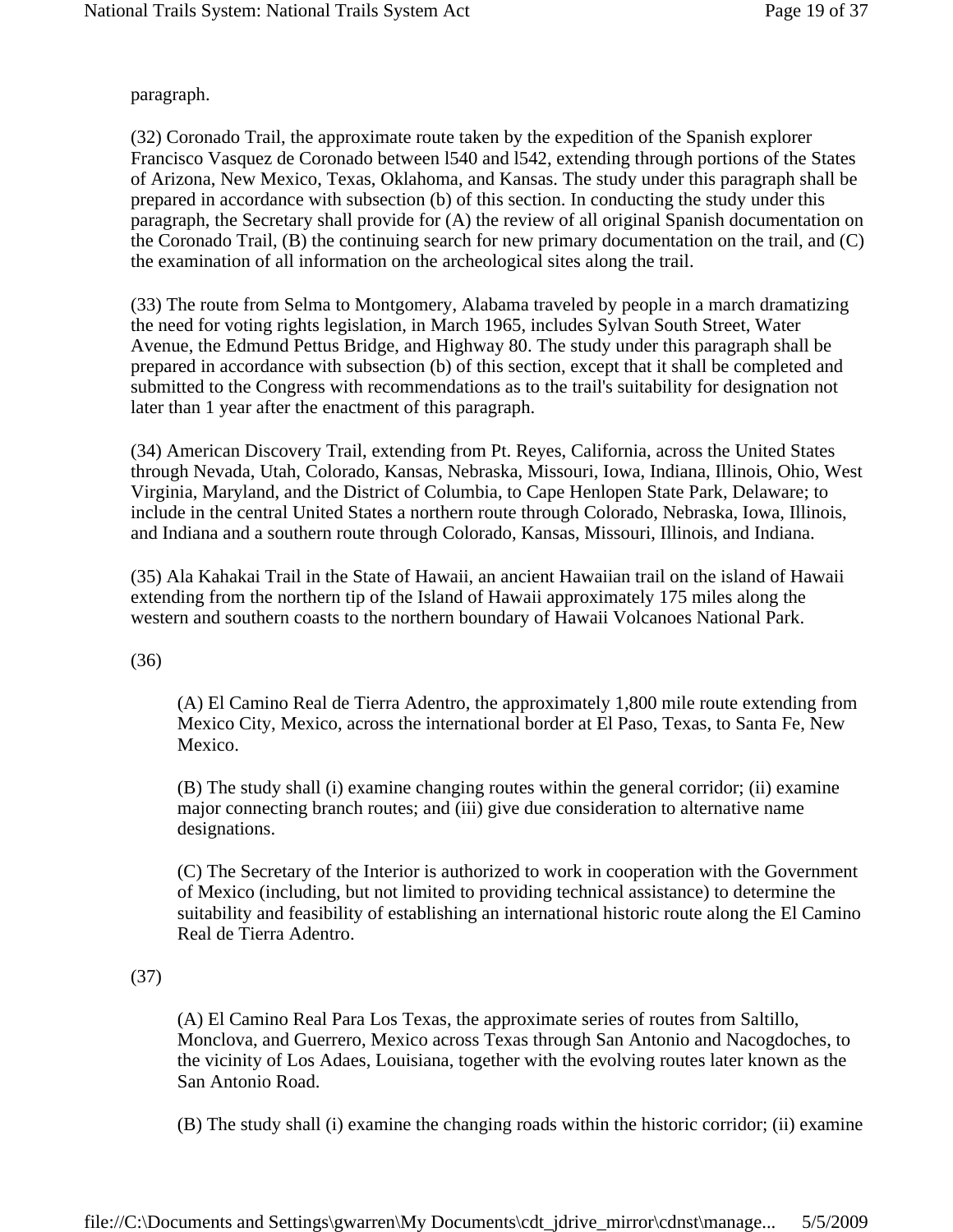paragraph.

(32) Coronado Trail, the approximate route taken by the expedition of the Spanish explorer Francisco Vasquez de Coronado between l540 and l542, extending through portions of the States of Arizona, New Mexico, Texas, Oklahoma, and Kansas. The study under this paragraph shall be prepared in accordance with subsection (b) of this section. In conducting the study under this paragraph, the Secretary shall provide for (A) the review of all original Spanish documentation on the Coronado Trail, (B) the continuing search for new primary documentation on the trail, and (C) the examination of all information on the archeological sites along the trail.

(33) The route from Selma to Montgomery, Alabama traveled by people in a march dramatizing the need for voting rights legislation, in March 1965, includes Sylvan South Street, Water Avenue, the Edmund Pettus Bridge, and Highway 80. The study under this paragraph shall be prepared in accordance with subsection (b) of this section, except that it shall be completed and submitted to the Congress with recommendations as to the trail's suitability for designation not later than 1 year after the enactment of this paragraph.

(34) American Discovery Trail, extending from Pt. Reyes, California, across the United States through Nevada, Utah, Colorado, Kansas, Nebraska, Missouri, Iowa, Indiana, Illinois, Ohio, West Virginia, Maryland, and the District of Columbia, to Cape Henlopen State Park, Delaware; to include in the central United States a northern route through Colorado, Nebraska, Iowa, Illinois, and Indiana and a southern route through Colorado, Kansas, Missouri, Illinois, and Indiana.

(35) Ala Kahakai Trail in the State of Hawaii, an ancient Hawaiian trail on the island of Hawaii extending from the northern tip of the Island of Hawaii approximately 175 miles along the western and southern coasts to the northern boundary of Hawaii Volcanoes National Park.

(36)

> (A) El Camino Real de Tierra Adentro, the approximately 1,800 mile route extending from Mexico City, Mexico, across the international border at El Paso, Texas, to Santa Fe, New Mexico.
>
> (B) The study shall (i) examine changing routes within the general corridor; (ii) examine major connecting branch routes; and (iii) give due consideration to alternative name designations.
>
> (C) The Secretary of the Interior is authorized to work in cooperation with the Government of Mexico (including, but not limited to providing technical assistance) to determine the suitability and feasibility of establishing an international historic route along the El Camino Real de Tierra Adentro.

(37)

> (A) El Camino Real Para Los Texas, the approximate series of routes from Saltillo, Monclova, and Guerrero, Mexico across Texas through San Antonio and Nacogdoches, to the vicinity of Los Adaes, Louisiana, together with the evolving routes later known as the San Antonio Road.
>
> (B) The study shall (i) examine the changing roads within the historic corridor; (ii) examine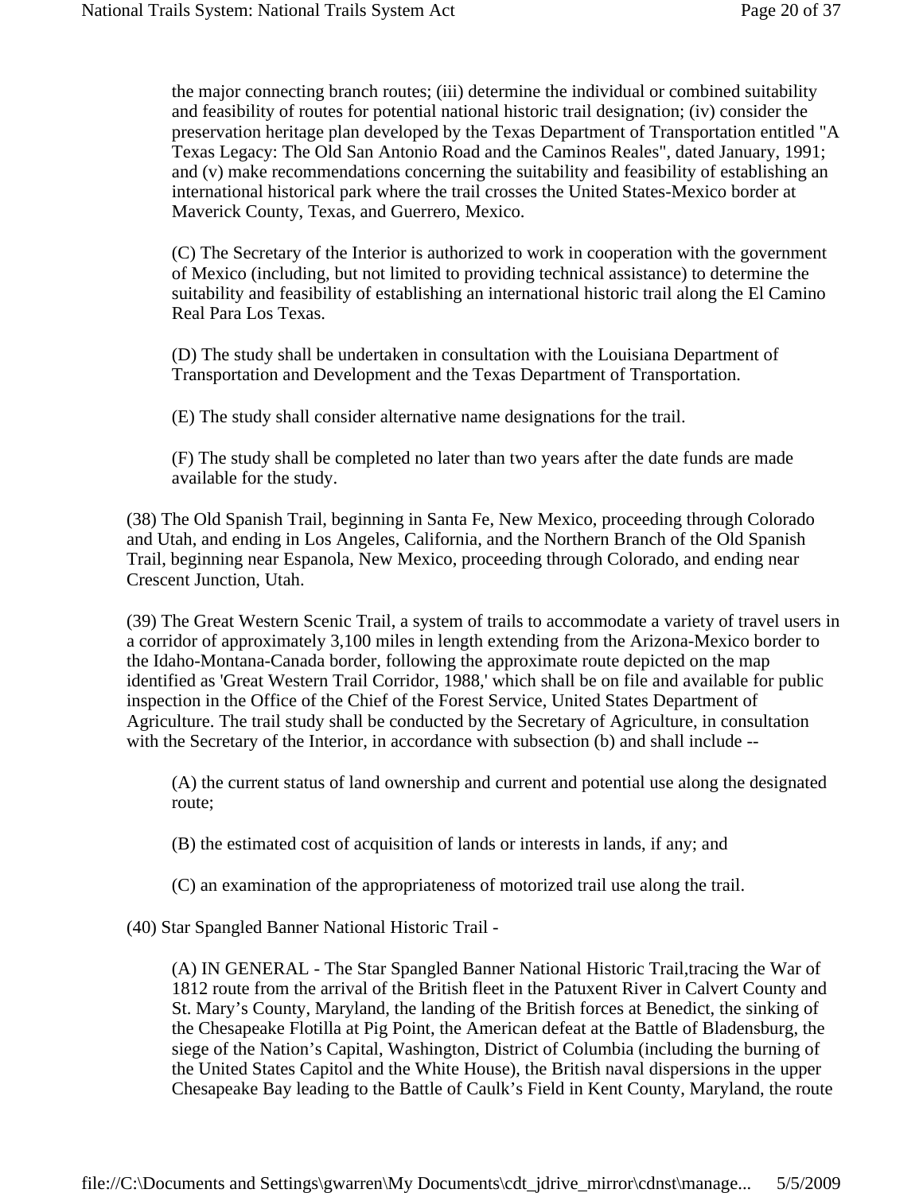the major connecting branch routes; (iii) determine the individual or combined suitability and feasibility of routes for potential national historic trail designation; (iv) consider the preservation heritage plan developed by the Texas Department of Transportation entitled "A Texas Legacy: The Old San Antonio Road and the Caminos Reales", dated January, 1991; and (v) make recommendations concerning the suitability and feasibility of establishing an international historical park where the trail crosses the United States-Mexico border at Maverick County, Texas, and Guerrero, Mexico.

(C) The Secretary of the Interior is authorized to work in cooperation with the government of Mexico (including, but not limited to providing technical assistance) to determine the suitability and feasibility of establishing an international historic trail along the El Camino Real Para Los Texas.

(D) The study shall be undertaken in consultation with the Louisiana Department of Transportation and Development and the Texas Department of Transportation.

(E) The study shall consider alternative name designations for the trail.

(F) The study shall be completed no later than two years after the date funds are made available for the study.

(38) The Old Spanish Trail, beginning in Santa Fe, New Mexico, proceeding through Colorado and Utah, and ending in Los Angeles, California, and the Northern Branch of the Old Spanish Trail, beginning near Espanola, New Mexico, proceeding through Colorado, and ending near Crescent Junction, Utah.

(39) The Great Western Scenic Trail, a system of trails to accommodate a variety of travel users in a corridor of approximately 3,100 miles in length extending from the Arizona-Mexico border to the Idaho-Montana-Canada border, following the approximate route depicted on the map identified as 'Great Western Trail Corridor, 1988,' which shall be on file and available for public inspection in the Office of the Chief of the Forest Service, United States Department of Agriculture. The trail study shall be conducted by the Secretary of Agriculture, in consultation with the Secretary of the Interior, in accordance with subsection (b) and shall include --

(A) the current status of land ownership and current and potential use along the designated route;

(B) the estimated cost of acquisition of lands or interests in lands, if any; and

(C) an examination of the appropriateness of motorized trail use along the trail.

(40) Star Spangled Banner National Historic Trail -

(A) IN GENERAL - The Star Spangled Banner National Historic Trail,tracing the War of 1812 route from the arrival of the British fleet in the Patuxent River in Calvert County and St. Mary's County, Maryland, the landing of the British forces at Benedict, the sinking of the Chesapeake Flotilla at Pig Point, the American defeat at the Battle of Bladensburg, the siege of the Nation's Capital, Washington, District of Columbia (including the burning of the United States Capitol and the White House), the British naval dispersions in the upper Chesapeake Bay leading to the Battle of Caulk's Field in Kent County, Maryland, the route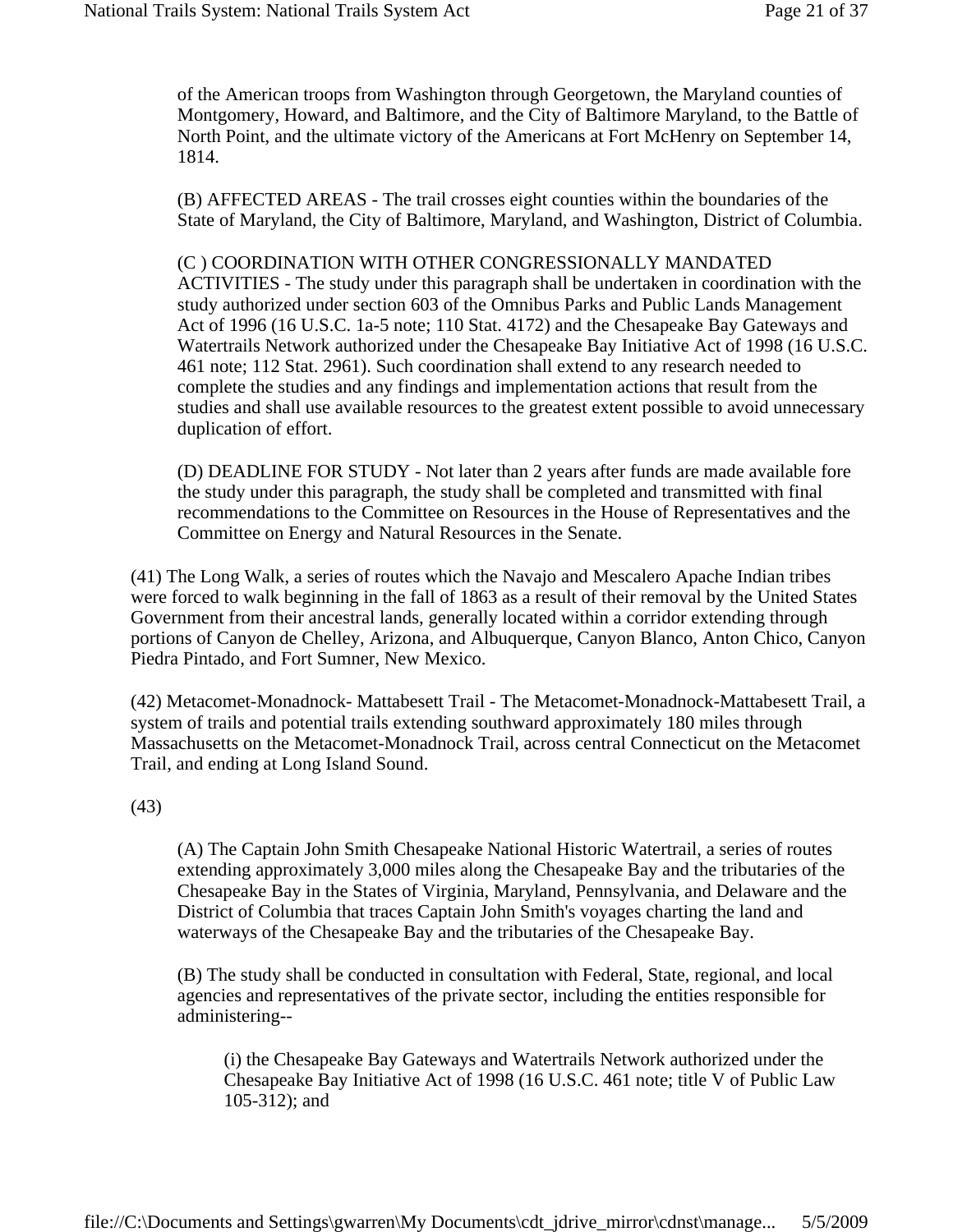of the American troops from Washington through Georgetown, the Maryland counties of Montgomery, Howard, and Baltimore, and the City of Baltimore Maryland, to the Battle of North Point, and the ultimate victory of the Americans at Fort McHenry on September 14, 1814.

(B) AFFECTED AREAS - The trail crosses eight counties within the boundaries of the State of Maryland, the City of Baltimore, Maryland, and Washington, District of Columbia.

(C ) COORDINATION WITH OTHER CONGRESSIONALLY MANDATED ACTIVITIES - The study under this paragraph shall be undertaken in coordination with the study authorized under section 603 of the Omnibus Parks and Public Lands Management Act of 1996 (16 U.S.C. 1a-5 note; 110 Stat. 4172) and the Chesapeake Bay Gateways and Watertrails Network authorized under the Chesapeake Bay Initiative Act of 1998 (16 U.S.C. 461 note; 112 Stat. 2961). Such coordination shall extend to any research needed to complete the studies and any findings and implementation actions that result from the studies and shall use available resources to the greatest extent possible to avoid unnecessary duplication of effort.

(D) DEADLINE FOR STUDY - Not later than 2 years after funds are made available fore the study under this paragraph, the study shall be completed and transmitted with final recommendations to the Committee on Resources in the House of Representatives and the Committee on Energy and Natural Resources in the Senate.

(41) The Long Walk, a series of routes which the Navajo and Mescalero Apache Indian tribes were forced to walk beginning in the fall of 1863 as a result of their removal by the United States Government from their ancestral lands, generally located within a corridor extending through portions of Canyon de Chelley, Arizona, and Albuquerque, Canyon Blanco, Anton Chico, Canyon Piedra Pintado, and Fort Sumner, New Mexico.

(42) Metacomet-Monadnock- Mattabesett Trail - The Metacomet-Monadnock-Mattabesett Trail, a system of trails and potential trails extending southward approximately 180 miles through Massachusetts on the Metacomet-Monadnock Trail, across central Connecticut on the Metacomet Trail, and ending at Long Island Sound.

(43)

(A) The Captain John Smith Chesapeake National Historic Watertrail, a series of routes extending approximately 3,000 miles along the Chesapeake Bay and the tributaries of the Chesapeake Bay in the States of Virginia, Maryland, Pennsylvania, and Delaware and the District of Columbia that traces Captain John Smith's voyages charting the land and waterways of the Chesapeake Bay and the tributaries of the Chesapeake Bay.

(B) The study shall be conducted in consultation with Federal, State, regional, and local agencies and representatives of the private sector, including the entities responsible for administering--

(i) the Chesapeake Bay Gateways and Watertrails Network authorized under the Chesapeake Bay Initiative Act of 1998 (16 U.S.C. 461 note; title V of Public Law 105-312); and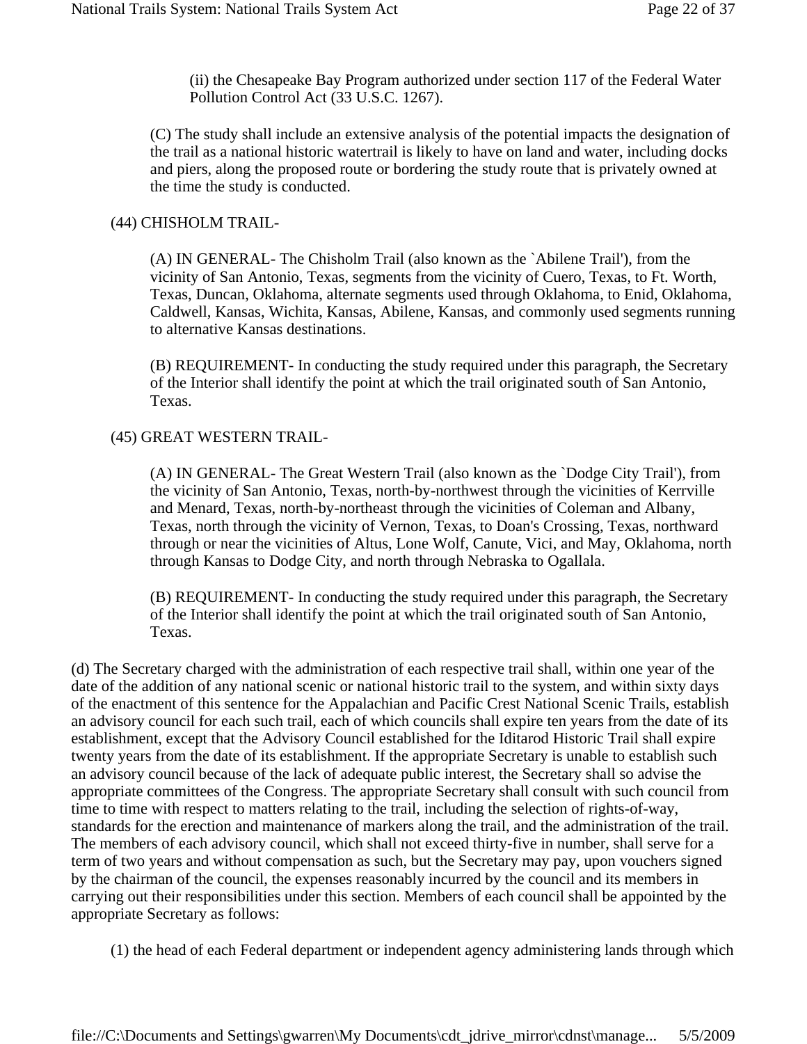(ii) the Chesapeake Bay Program authorized under section 117 of the Federal Water Pollution Control Act (33 U.S.C. 1267).

(C) The study shall include an extensive analysis of the potential impacts the designation of the trail as a national historic watertrail is likely to have on land and water, including docks and piers, along the proposed route or bordering the study route that is privately owned at the time the study is conducted.

(44) CHISHOLM TRAIL-

(A) IN GENERAL- The Chisholm Trail (also known as the `Abilene Trail'), from the vicinity of San Antonio, Texas, segments from the vicinity of Cuero, Texas, to Ft. Worth, Texas, Duncan, Oklahoma, alternate segments used through Oklahoma, to Enid, Oklahoma, Caldwell, Kansas, Wichita, Kansas, Abilene, Kansas, and commonly used segments running to alternative Kansas destinations.

(B) REQUIREMENT- In conducting the study required under this paragraph, the Secretary of the Interior shall identify the point at which the trail originated south of San Antonio, Texas.

(45) GREAT WESTERN TRAIL-

(A) IN GENERAL- The Great Western Trail (also known as the `Dodge City Trail'), from the vicinity of San Antonio, Texas, north-by-northwest through the vicinities of Kerrville and Menard, Texas, north-by-northeast through the vicinities of Coleman and Albany, Texas, north through the vicinity of Vernon, Texas, to Doan's Crossing, Texas, northward through or near the vicinities of Altus, Lone Wolf, Canute, Vici, and May, Oklahoma, north through Kansas to Dodge City, and north through Nebraska to Ogallala.

(B) REQUIREMENT- In conducting the study required under this paragraph, the Secretary of the Interior shall identify the point at which the trail originated south of San Antonio, Texas.

(d) The Secretary charged with the administration of each respective trail shall, within one year of the date of the addition of any national scenic or national historic trail to the system, and within sixty days of the enactment of this sentence for the Appalachian and Pacific Crest National Scenic Trails, establish an advisory council for each such trail, each of which councils shall expire ten years from the date of its establishment, except that the Advisory Council established for the Iditarod Historic Trail shall expire twenty years from the date of its establishment. If the appropriate Secretary is unable to establish such an advisory council because of the lack of adequate public interest, the Secretary shall so advise the appropriate committees of the Congress. The appropriate Secretary shall consult with such council from time to time with respect to matters relating to the trail, including the selection of rights-of-way, standards for the erection and maintenance of markers along the trail, and the administration of the trail. The members of each advisory council, which shall not exceed thirty-five in number, shall serve for a term of two years and without compensation as such, but the Secretary may pay, upon vouchers signed by the chairman of the council, the expenses reasonably incurred by the council and its members in carrying out their responsibilities under this section. Members of each council shall be appointed by the appropriate Secretary as follows:

(1) the head of each Federal department or independent agency administering lands through which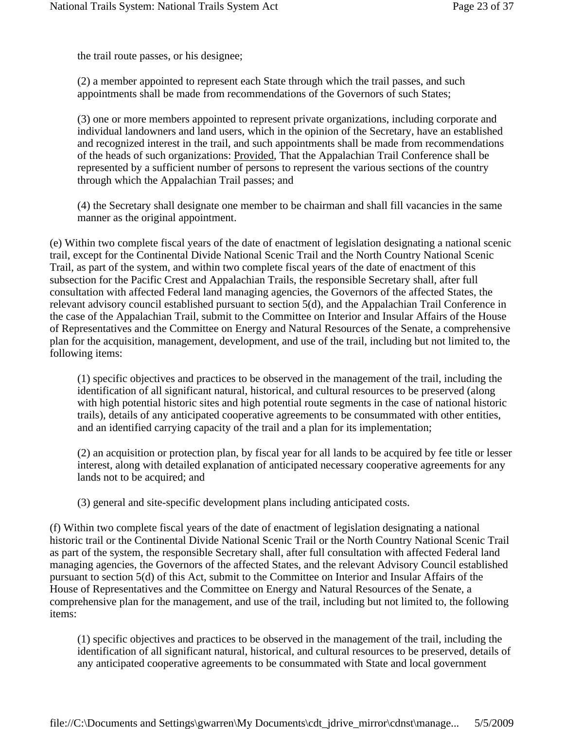the trail route passes, or his designee;

(2) a member appointed to represent each State through which the trail passes, and such appointments shall be made from recommendations of the Governors of such States;

(3) one or more members appointed to represent private organizations, including corporate and individual landowners and land users, which in the opinion of the Secretary, have an established and recognized interest in the trail, and such appointments shall be made from recommendations of the heads of such organizations: Provided, That the Appalachian Trail Conference shall be represented by a sufficient number of persons to represent the various sections of the country through which the Appalachian Trail passes; and

(4) the Secretary shall designate one member to be chairman and shall fill vacancies in the same manner as the original appointment.

(e) Within two complete fiscal years of the date of enactment of legislation designating a national scenic trail, except for the Continental Divide National Scenic Trail and the North Country National Scenic Trail, as part of the system, and within two complete fiscal years of the date of enactment of this subsection for the Pacific Crest and Appalachian Trails, the responsible Secretary shall, after full consultation with affected Federal land managing agencies, the Governors of the affected States, the relevant advisory council established pursuant to section 5(d), and the Appalachian Trail Conference in the case of the Appalachian Trail, submit to the Committee on Interior and Insular Affairs of the House of Representatives and the Committee on Energy and Natural Resources of the Senate, a comprehensive plan for the acquisition, management, development, and use of the trail, including but not limited to, the following items:

(1) specific objectives and practices to be observed in the management of the trail, including the identification of all significant natural, historical, and cultural resources to be preserved (along with high potential historic sites and high potential route segments in the case of national historic trails), details of any anticipated cooperative agreements to be consummated with other entities, and an identified carrying capacity of the trail and a plan for its implementation;

(2) an acquisition or protection plan, by fiscal year for all lands to be acquired by fee title or lesser interest, along with detailed explanation of anticipated necessary cooperative agreements for any lands not to be acquired; and

(3) general and site-specific development plans including anticipated costs.

(f) Within two complete fiscal years of the date of enactment of legislation designating a national historic trail or the Continental Divide National Scenic Trail or the North Country National Scenic Trail as part of the system, the responsible Secretary shall, after full consultation with affected Federal land managing agencies, the Governors of the affected States, and the relevant Advisory Council established pursuant to section 5(d) of this Act, submit to the Committee on Interior and Insular Affairs of the House of Representatives and the Committee on Energy and Natural Resources of the Senate, a comprehensive plan for the management, and use of the trail, including but not limited to, the following items:

(1) specific objectives and practices to be observed in the management of the trail, including the identification of all significant natural, historical, and cultural resources to be preserved, details of any anticipated cooperative agreements to be consummated with State and local government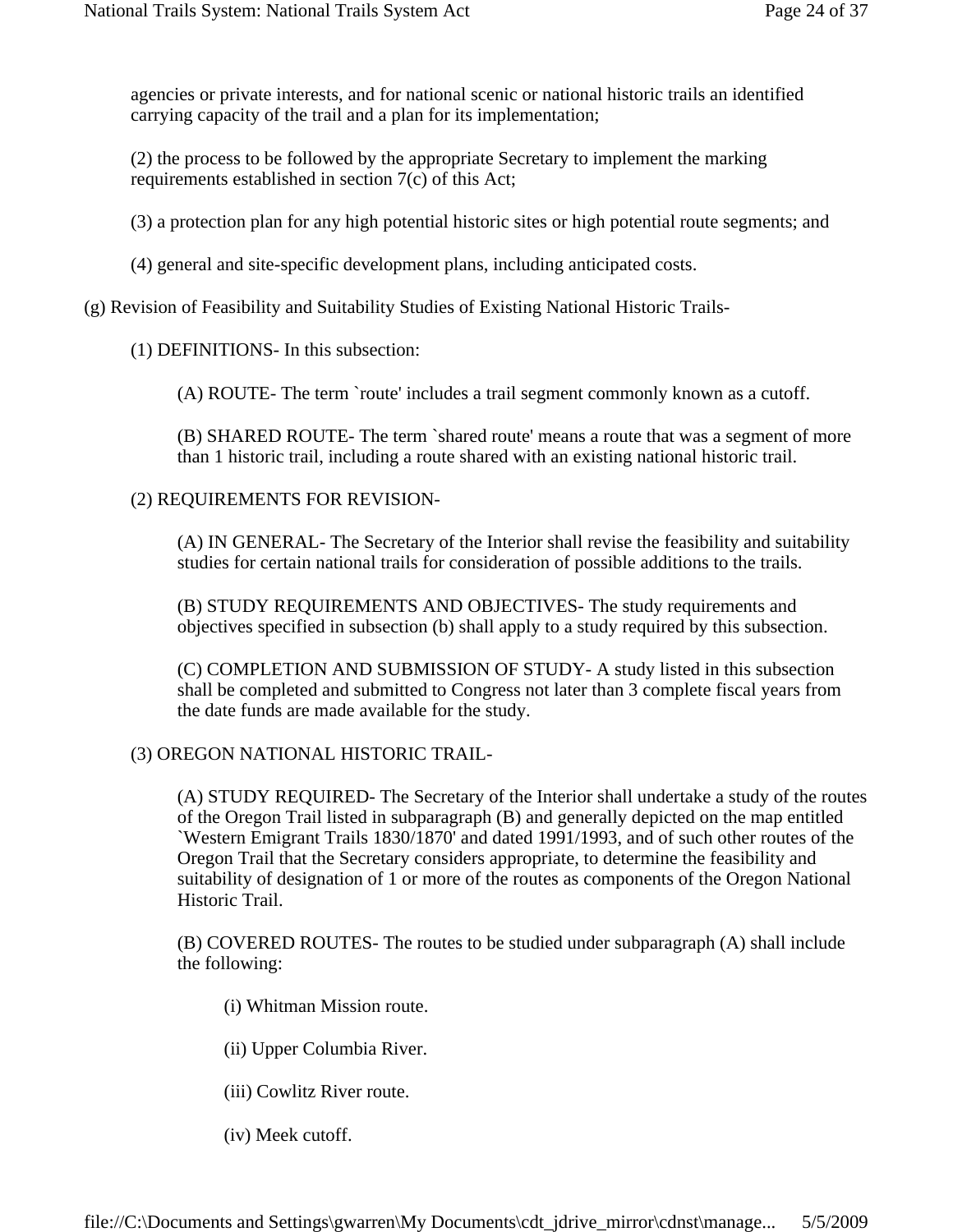agencies or private interests, and for national scenic or national historic trails an identified carrying capacity of the trail and a plan for its implementation;

(2) the process to be followed by the appropriate Secretary to implement the marking requirements established in section 7(c) of this Act;

(3) a protection plan for any high potential historic sites or high potential route segments; and

(4) general and site-specific development plans, including anticipated costs.

(g) Revision of Feasibility and Suitability Studies of Existing National Historic Trails-

(1) DEFINITIONS- In this subsection:

(A) ROUTE- The term `route' includes a trail segment commonly known as a cutoff.

(B) SHARED ROUTE- The term `shared route' means a route that was a segment of more than 1 historic trail, including a route shared with an existing national historic trail.

(2) REQUIREMENTS FOR REVISION-

(A) IN GENERAL- The Secretary of the Interior shall revise the feasibility and suitability studies for certain national trails for consideration of possible additions to the trails.

(B) STUDY REQUIREMENTS AND OBJECTIVES- The study requirements and objectives specified in subsection (b) shall apply to a study required by this subsection.

(C) COMPLETION AND SUBMISSION OF STUDY- A study listed in this subsection shall be completed and submitted to Congress not later than 3 complete fiscal years from the date funds are made available for the study.

(3) OREGON NATIONAL HISTORIC TRAIL-

(A) STUDY REQUIRED- The Secretary of the Interior shall undertake a study of the routes of the Oregon Trail listed in subparagraph (B) and generally depicted on the map entitled `Western Emigrant Trails 1830/1870' and dated 1991/1993, and of such other routes of the Oregon Trail that the Secretary considers appropriate, to determine the feasibility and suitability of designation of 1 or more of the routes as components of the Oregon National Historic Trail.

(B) COVERED ROUTES- The routes to be studied under subparagraph (A) shall include the following:

(i) Whitman Mission route.

(ii) Upper Columbia River.

(iii) Cowlitz River route.

(iv) Meek cutoff.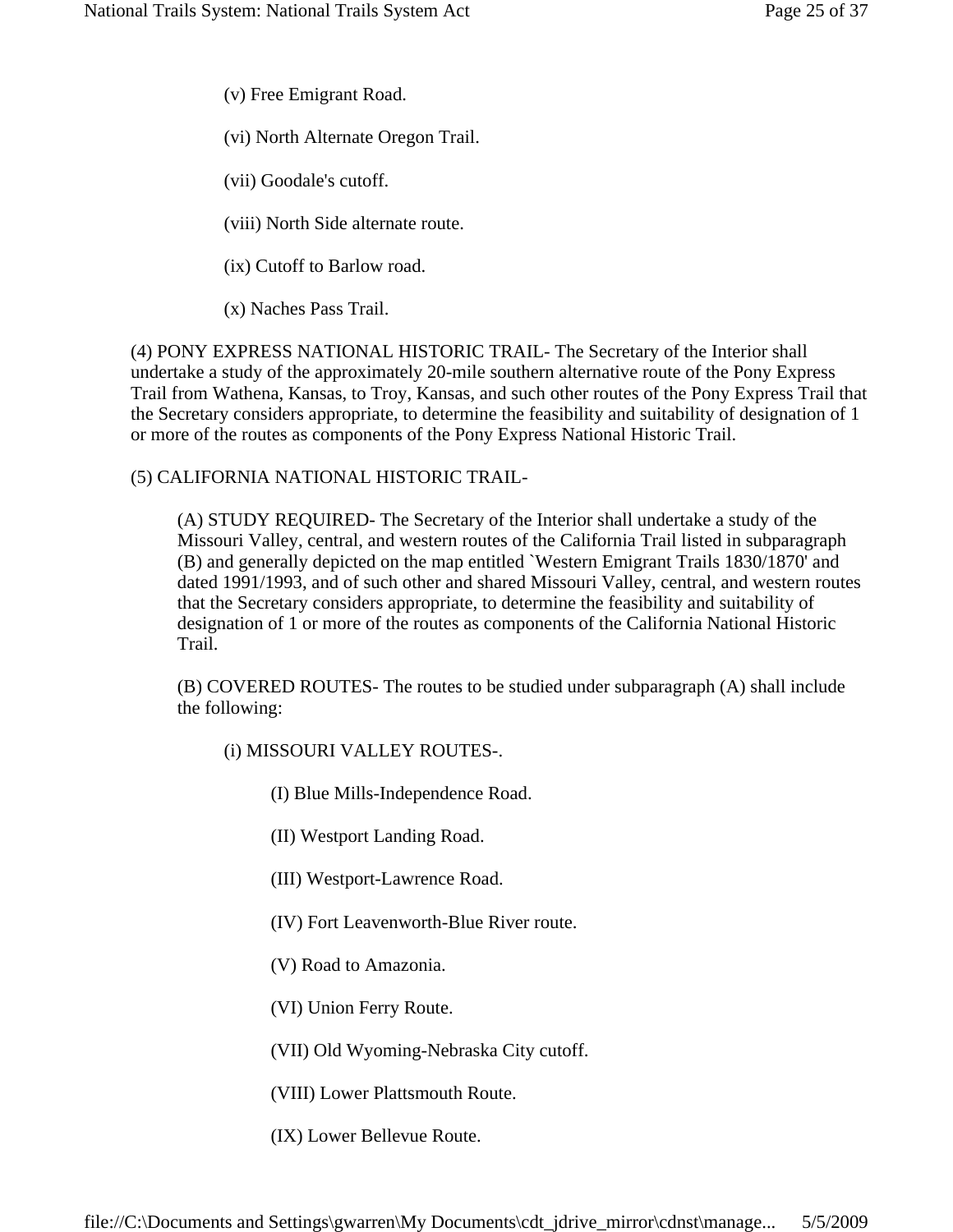(v) Free Emigrant Road.

(vi) North Alternate Oregon Trail.

(vii) Goodale's cutoff.

(viii) North Side alternate route.

(ix) Cutoff to Barlow road.

(x) Naches Pass Trail.

(4) PONY EXPRESS NATIONAL HISTORIC TRAIL- The Secretary of the Interior shall undertake a study of the approximately 20-mile southern alternative route of the Pony Express Trail from Wathena, Kansas, to Troy, Kansas, and such other routes of the Pony Express Trail that the Secretary considers appropriate, to determine the feasibility and suitability of designation of 1 or more of the routes as components of the Pony Express National Historic Trail.

(5) CALIFORNIA NATIONAL HISTORIC TRAIL-

(A) STUDY REQUIRED- The Secretary of the Interior shall undertake a study of the Missouri Valley, central, and western routes of the California Trail listed in subparagraph (B) and generally depicted on the map entitled `Western Emigrant Trails 1830/1870' and dated 1991/1993, and of such other and shared Missouri Valley, central, and western routes that the Secretary considers appropriate, to determine the feasibility and suitability of designation of 1 or more of the routes as components of the California National Historic Trail.

(B) COVERED ROUTES- The routes to be studied under subparagraph (A) shall include the following:

(i) MISSOURI VALLEY ROUTES-.

(I) Blue Mills-Independence Road.

(II) Westport Landing Road.

(III) Westport-Lawrence Road.

(IV) Fort Leavenworth-Blue River route.

(V) Road to Amazonia.

(VI) Union Ferry Route.

(VII) Old Wyoming-Nebraska City cutoff.

(VIII) Lower Plattsmouth Route.

(IX) Lower Bellevue Route.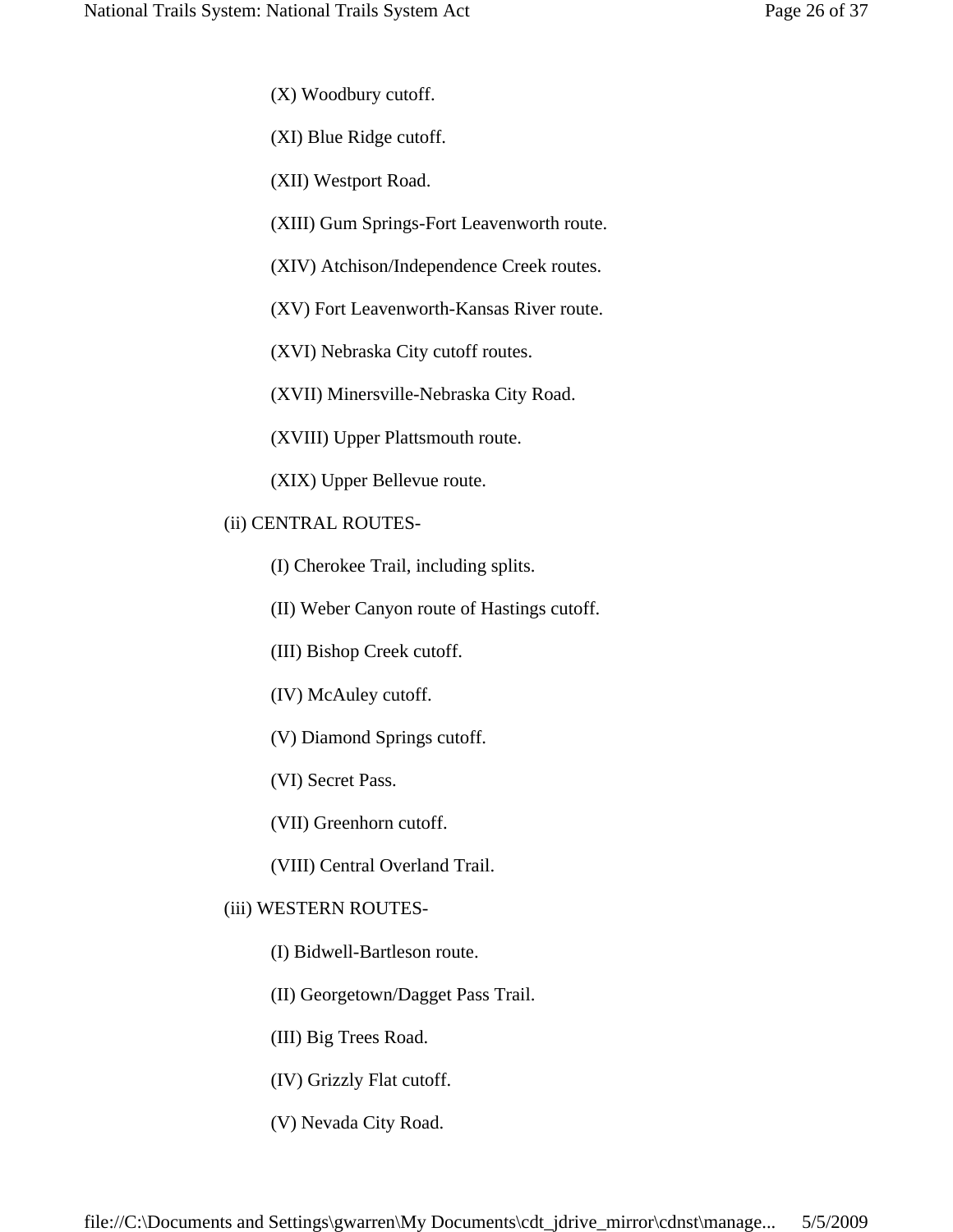(X) Woodbury cutoff.

(XI) Blue Ridge cutoff.

(XII) Westport Road.

(XIII) Gum Springs-Fort Leavenworth route.

(XIV) Atchison/Independence Creek routes.

(XV) Fort Leavenworth-Kansas River route.

(XVI) Nebraska City cutoff routes.

(XVII) Minersville-Nebraska City Road.

(XVIII) Upper Plattsmouth route.

(XIX) Upper Bellevue route.

(ii) CENTRAL ROUTES-

(I) Cherokee Trail, including splits.

(II) Weber Canyon route of Hastings cutoff.

(III) Bishop Creek cutoff.

(IV) McAuley cutoff.

(V) Diamond Springs cutoff.

(VI) Secret Pass.

(VII) Greenhorn cutoff.

(VIII) Central Overland Trail.

(iii) WESTERN ROUTES-

(I) Bidwell-Bartleson route.

(II) Georgetown/Dagget Pass Trail.

(III) Big Trees Road.

(IV) Grizzly Flat cutoff.

(V) Nevada City Road.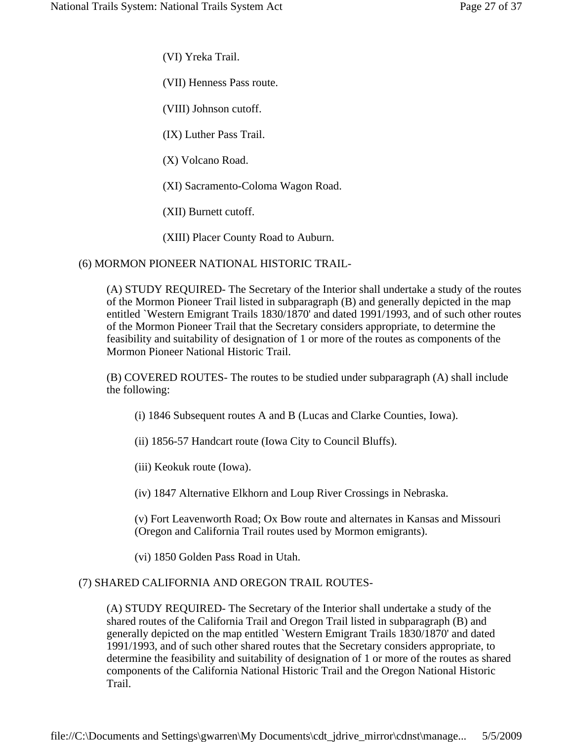(VI) Yreka Trail.

(VII) Henness Pass route.

(VIII) Johnson cutoff.

(IX) Luther Pass Trail.

(X) Volcano Road.

(XI) Sacramento-Coloma Wagon Road.

(XII) Burnett cutoff.

(XIII) Placer County Road to Auburn.

(6) MORMON PIONEER NATIONAL HISTORIC TRAIL-

(A) STUDY REQUIRED- The Secretary of the Interior shall undertake a study of the routes of the Mormon Pioneer Trail listed in subparagraph (B) and generally depicted in the map entitled `Western Emigrant Trails 1830/1870' and dated 1991/1993, and of such other routes of the Mormon Pioneer Trail that the Secretary considers appropriate, to determine the feasibility and suitability of designation of 1 or more of the routes as components of the Mormon Pioneer National Historic Trail.

(B) COVERED ROUTES- The routes to be studied under subparagraph (A) shall include the following:

(i) 1846 Subsequent routes A and B (Lucas and Clarke Counties, Iowa).

(ii) 1856-57 Handcart route (Iowa City to Council Bluffs).

(iii) Keokuk route (Iowa).

(iv) 1847 Alternative Elkhorn and Loup River Crossings in Nebraska.

(v) Fort Leavenworth Road; Ox Bow route and alternates in Kansas and Missouri (Oregon and California Trail routes used by Mormon emigrants).

(vi) 1850 Golden Pass Road in Utah.

(7) SHARED CALIFORNIA AND OREGON TRAIL ROUTES-

(A) STUDY REQUIRED- The Secretary of the Interior shall undertake a study of the shared routes of the California Trail and Oregon Trail listed in subparagraph (B) and generally depicted on the map entitled `Western Emigrant Trails 1830/1870' and dated 1991/1993, and of such other shared routes that the Secretary considers appropriate, to determine the feasibility and suitability of designation of 1 or more of the routes as shared components of the California National Historic Trail and the Oregon National Historic Trail.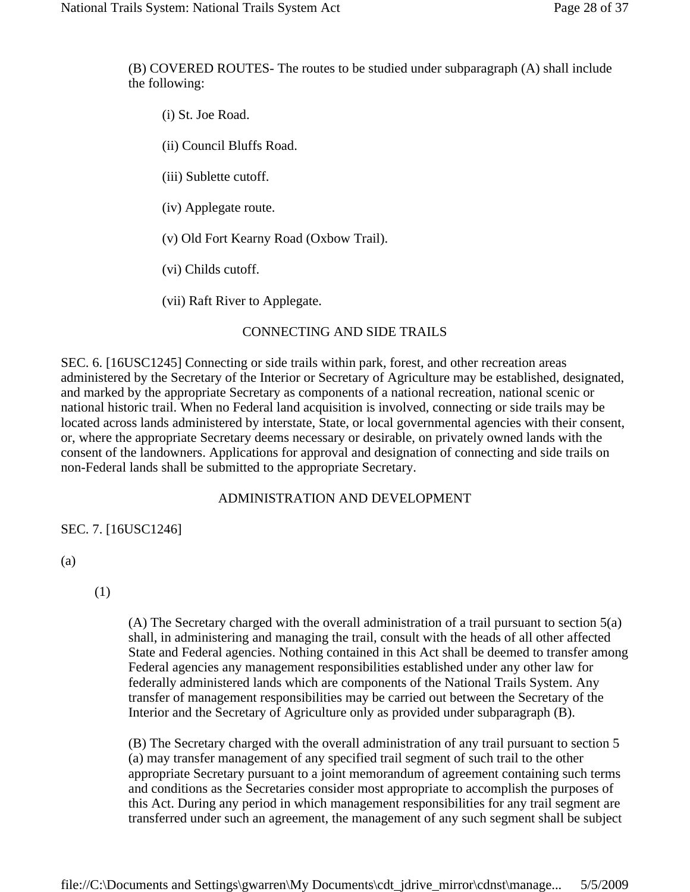(B) COVERED ROUTES- The routes to be studied under subparagraph (A) shall include the following:

(i) St. Joe Road.

(ii) Council Bluffs Road.

(iii) Sublette cutoff.

(iv) Applegate route.

(v) Old Fort Kearny Road (Oxbow Trail).

(vi) Childs cutoff.

(vii) Raft River to Applegate.

## CONNECTING AND SIDE TRAILS

SEC. 6. [16USC1245] Connecting or side trails within park, forest, and other recreation areas administered by the Secretary of the Interior or Secretary of Agriculture may be established, designated, and marked by the appropriate Secretary as components of a national recreation, national scenic or national historic trail. When no Federal land acquisition is involved, connecting or side trails may be located across lands administered by interstate, State, or local governmental agencies with their consent, or, where the appropriate Secretary deems necessary or desirable, on privately owned lands with the consent of the landowners. Applications for approval and designation of connecting and side trails on non-Federal lands shall be submitted to the appropriate Secretary.

## ADMINISTRATION AND DEVELOPMENT

SEC. 7. [16USC1246]

(a)

(1)

(A) The Secretary charged with the overall administration of a trail pursuant to section 5(a) shall, in administering and managing the trail, consult with the heads of all other affected State and Federal agencies. Nothing contained in this Act shall be deemed to transfer among Federal agencies any management responsibilities established under any other law for federally administered lands which are components of the National Trails System. Any transfer of management responsibilities may be carried out between the Secretary of the Interior and the Secretary of Agriculture only as provided under subparagraph (B).

(B) The Secretary charged with the overall administration of any trail pursuant to section 5 (a) may transfer management of any specified trail segment of such trail to the other appropriate Secretary pursuant to a joint memorandum of agreement containing such terms and conditions as the Secretaries consider most appropriate to accomplish the purposes of this Act. During any period in which management responsibilities for any trail segment are transferred under such an agreement, the management of any such segment shall be subject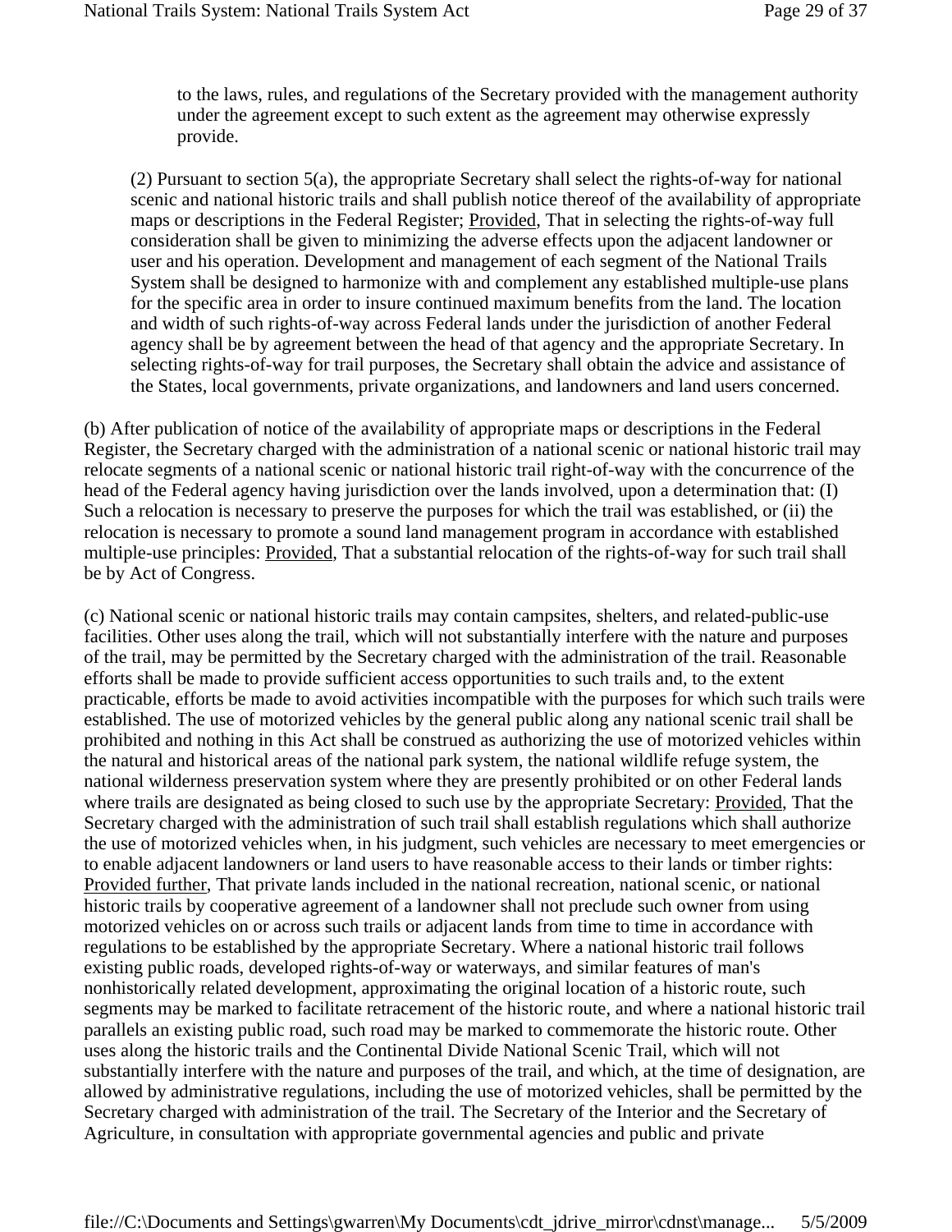to the laws, rules, and regulations of the Secretary provided with the management authority under the agreement except to such extent as the agreement may otherwise expressly provide.

(2) Pursuant to section 5(a), the appropriate Secretary shall select the rights-of-way for national scenic and national historic trails and shall publish notice thereof of the availability of appropriate maps or descriptions in the Federal Register; Provided, That in selecting the rights-of-way full consideration shall be given to minimizing the adverse effects upon the adjacent landowner or user and his operation. Development and management of each segment of the National Trails System shall be designed to harmonize with and complement any established multiple-use plans for the specific area in order to insure continued maximum benefits from the land. The location and width of such rights-of-way across Federal lands under the jurisdiction of another Federal agency shall be by agreement between the head of that agency and the appropriate Secretary. In selecting rights-of-way for trail purposes, the Secretary shall obtain the advice and assistance of the States, local governments, private organizations, and landowners and land users concerned.

(b) After publication of notice of the availability of appropriate maps or descriptions in the Federal Register, the Secretary charged with the administration of a national scenic or national historic trail may relocate segments of a national scenic or national historic trail right-of-way with the concurrence of the head of the Federal agency having jurisdiction over the lands involved, upon a determination that: (I) Such a relocation is necessary to preserve the purposes for which the trail was established, or (ii) the relocation is necessary to promote a sound land management program in accordance with established multiple-use principles: Provided, That a substantial relocation of the rights-of-way for such trail shall be by Act of Congress.

(c) National scenic or national historic trails may contain campsites, shelters, and related-public-use facilities. Other uses along the trail, which will not substantially interfere with the nature and purposes of the trail, may be permitted by the Secretary charged with the administration of the trail. Reasonable efforts shall be made to provide sufficient access opportunities to such trails and, to the extent practicable, efforts be made to avoid activities incompatible with the purposes for which such trails were established. The use of motorized vehicles by the general public along any national scenic trail shall be prohibited and nothing in this Act shall be construed as authorizing the use of motorized vehicles within the natural and historical areas of the national park system, the national wildlife refuge system, the national wilderness preservation system where they are presently prohibited or on other Federal lands where trails are designated as being closed to such use by the appropriate Secretary: Provided, That the Secretary charged with the administration of such trail shall establish regulations which shall authorize the use of motorized vehicles when, in his judgment, such vehicles are necessary to meet emergencies or to enable adjacent landowners or land users to have reasonable access to their lands or timber rights: Provided further, That private lands included in the national recreation, national scenic, or national historic trails by cooperative agreement of a landowner shall not preclude such owner from using motorized vehicles on or across such trails or adjacent lands from time to time in accordance with regulations to be established by the appropriate Secretary. Where a national historic trail follows existing public roads, developed rights-of-way or waterways, and similar features of man's nonhistorically related development, approximating the original location of a historic route, such segments may be marked to facilitate retracement of the historic route, and where a national historic trail parallels an existing public road, such road may be marked to commemorate the historic route. Other uses along the historic trails and the Continental Divide National Scenic Trail, which will not substantially interfere with the nature and purposes of the trail, and which, at the time of designation, are allowed by administrative regulations, including the use of motorized vehicles, shall be permitted by the Secretary charged with administration of the trail. The Secretary of the Interior and the Secretary of Agriculture, in consultation with appropriate governmental agencies and public and private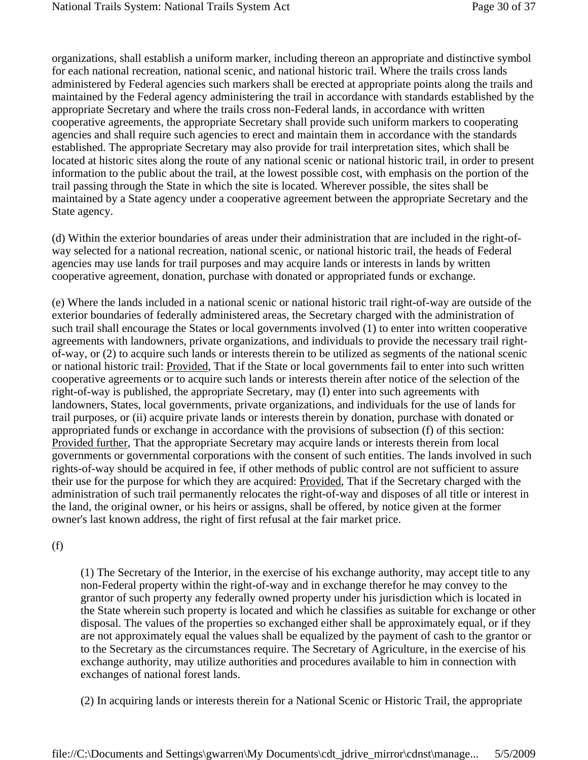organizations, shall establish a uniform marker, including thereon an appropriate and distinctive symbol for each national recreation, national scenic, and national historic trail. Where the trails cross lands administered by Federal agencies such markers shall be erected at appropriate points along the trails and maintained by the Federal agency administering the trail in accordance with standards established by the appropriate Secretary and where the trails cross non-Federal lands, in accordance with written cooperative agreements, the appropriate Secretary shall provide such uniform markers to cooperating agencies and shall require such agencies to erect and maintain them in accordance with the standards established. The appropriate Secretary may also provide for trail interpretation sites, which shall be located at historic sites along the route of any national scenic or national historic trail, in order to present information to the public about the trail, at the lowest possible cost, with emphasis on the portion of the trail passing through the State in which the site is located. Wherever possible, the sites shall be maintained by a State agency under a cooperative agreement between the appropriate Secretary and the State agency.

(d) Within the exterior boundaries of areas under their administration that are included in the right-of-way selected for a national recreation, national scenic, or national historic trail, the heads of Federal agencies may use lands for trail purposes and may acquire lands or interests in lands by written cooperative agreement, donation, purchase with donated or appropriated funds or exchange.

(e) Where the lands included in a national scenic or national historic trail right-of-way are outside of the exterior boundaries of federally administered areas, the Secretary charged with the administration of such trail shall encourage the States or local governments involved (1) to enter into written cooperative agreements with landowners, private organizations, and individuals to provide the necessary trail right-of-way, or (2) to acquire such lands or interests therein to be utilized as segments of the national scenic or national historic trail: Provided, That if the State or local governments fail to enter into such written cooperative agreements or to acquire such lands or interests therein after notice of the selection of the right-of-way is published, the appropriate Secretary, may (I) enter into such agreements with landowners, States, local governments, private organizations, and individuals for the use of lands for trail purposes, or (ii) acquire private lands or interests therein by donation, purchase with donated or appropriated funds or exchange in accordance with the provisions of subsection (f) of this section: Provided further, That the appropriate Secretary may acquire lands or interests therein from local governments or governmental corporations with the consent of such entities. The lands involved in such rights-of-way should be acquired in fee, if other methods of public control are not sufficient to assure their use for the purpose for which they are acquired: Provided, That if the Secretary charged with the administration of such trail permanently relocates the right-of-way and disposes of all title or interest in the land, the original owner, or his heirs or assigns, shall be offered, by notice given at the former owner's last known address, the right of first refusal at the fair market price.

(f)

(1) The Secretary of the Interior, in the exercise of his exchange authority, may accept title to any non-Federal property within the right-of-way and in exchange therefor he may convey to the grantor of such property any federally owned property under his jurisdiction which is located in the State wherein such property is located and which he classifies as suitable for exchange or other disposal. The values of the properties so exchanged either shall be approximately equal, or if they are not approximately equal the values shall be equalized by the payment of cash to the grantor or to the Secretary as the circumstances require. The Secretary of Agriculture, in the exercise of his exchange authority, may utilize authorities and procedures available to him in connection with exchanges of national forest lands.

(2) In acquiring lands or interests therein for a National Scenic or Historic Trail, the appropriate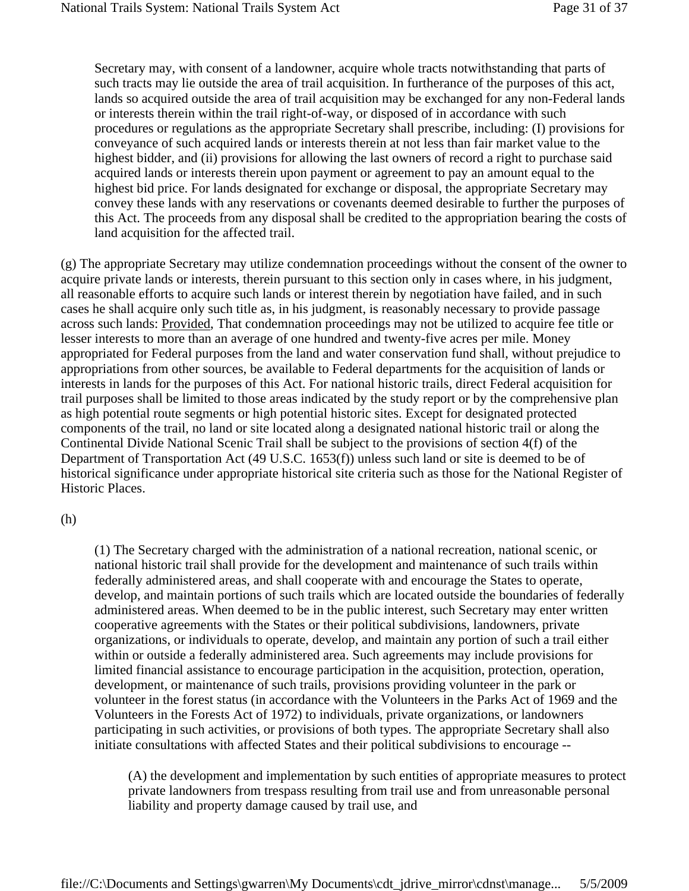Secretary may, with consent of a landowner, acquire whole tracts notwithstanding that parts of such tracts may lie outside the area of trail acquisition. In furtherance of the purposes of this act, lands so acquired outside the area of trail acquisition may be exchanged for any non-Federal lands or interests therein within the trail right-of-way, or disposed of in accordance with such procedures or regulations as the appropriate Secretary shall prescribe, including: (I) provisions for conveyance of such acquired lands or interests therein at not less than fair market value to the highest bidder, and (ii) provisions for allowing the last owners of record a right to purchase said acquired lands or interests therein upon payment or agreement to pay an amount equal to the highest bid price. For lands designated for exchange or disposal, the appropriate Secretary may convey these lands with any reservations or covenants deemed desirable to further the purposes of this Act. The proceeds from any disposal shall be credited to the appropriation bearing the costs of land acquisition for the affected trail.

(g) The appropriate Secretary may utilize condemnation proceedings without the consent of the owner to acquire private lands or interests, therein pursuant to this section only in cases where, in his judgment, all reasonable efforts to acquire such lands or interest therein by negotiation have failed, and in such cases he shall acquire only such title as, in his judgment, is reasonably necessary to provide passage across such lands: Provided, That condemnation proceedings may not be utilized to acquire fee title or lesser interests to more than an average of one hundred and twenty-five acres per mile. Money appropriated for Federal purposes from the land and water conservation fund shall, without prejudice to appropriations from other sources, be available to Federal departments for the acquisition of lands or interests in lands for the purposes of this Act. For national historic trails, direct Federal acquisition for trail purposes shall be limited to those areas indicated by the study report or by the comprehensive plan as high potential route segments or high potential historic sites. Except for designated protected components of the trail, no land or site located along a designated national historic trail or along the Continental Divide National Scenic Trail shall be subject to the provisions of section 4(f) of the Department of Transportation Act (49 U.S.C. 1653(f)) unless such land or site is deemed to be of historical significance under appropriate historical site criteria such as those for the National Register of Historic Places.

(h)

(1) The Secretary charged with the administration of a national recreation, national scenic, or national historic trail shall provide for the development and maintenance of such trails within federally administered areas, and shall cooperate with and encourage the States to operate, develop, and maintain portions of such trails which are located outside the boundaries of federally administered areas. When deemed to be in the public interest, such Secretary may enter written cooperative agreements with the States or their political subdivisions, landowners, private organizations, or individuals to operate, develop, and maintain any portion of such a trail either within or outside a federally administered area. Such agreements may include provisions for limited financial assistance to encourage participation in the acquisition, protection, operation, development, or maintenance of such trails, provisions providing volunteer in the park or volunteer in the forest status (in accordance with the Volunteers in the Parks Act of 1969 and the Volunteers in the Forests Act of 1972) to individuals, private organizations, or landowners participating in such activities, or provisions of both types. The appropriate Secretary shall also initiate consultations with affected States and their political subdivisions to encourage --

(A) the development and implementation by such entities of appropriate measures to protect private landowners from trespass resulting from trail use and from unreasonable personal liability and property damage caused by trail use, and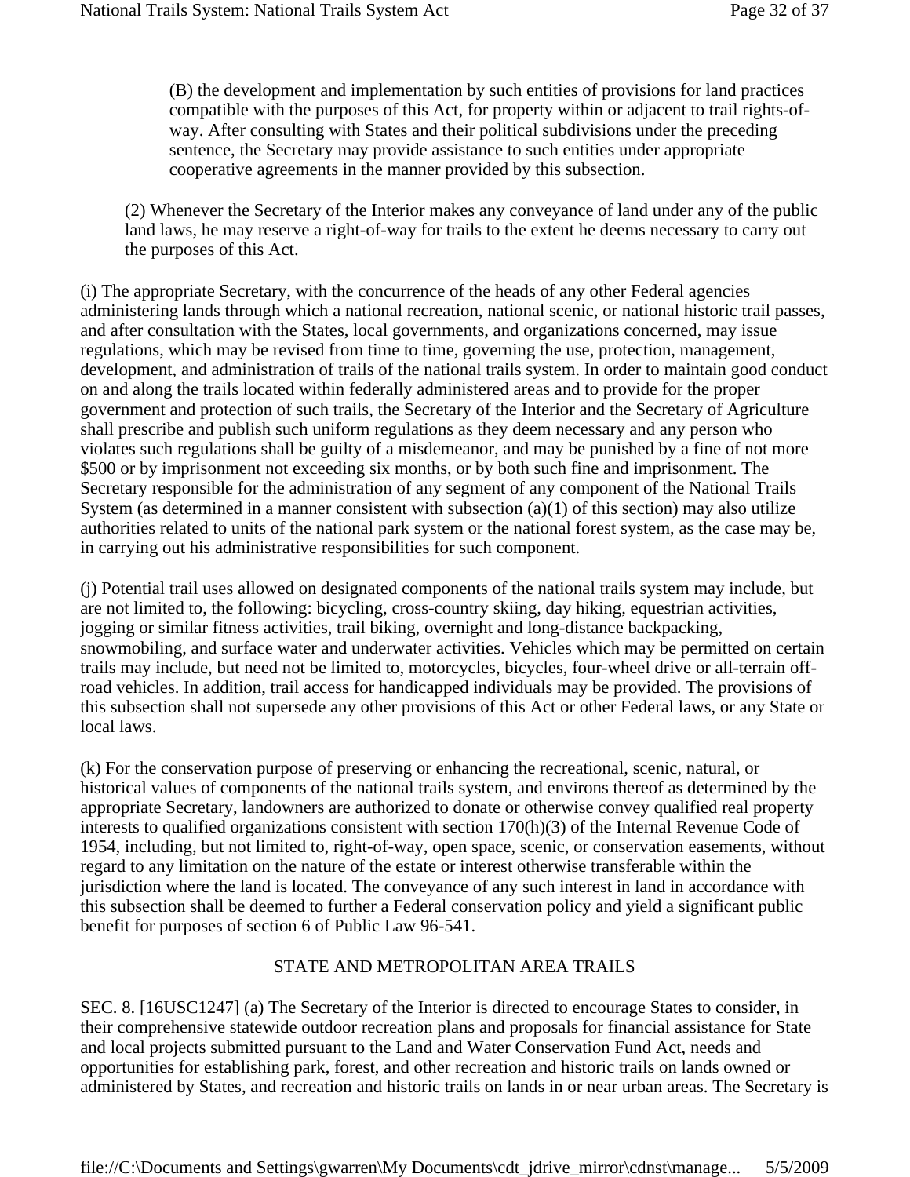(B) the development and implementation by such entities of provisions for land practices compatible with the purposes of this Act, for property within or adjacent to trail rights-of-way. After consulting with States and their political subdivisions under the preceding sentence, the Secretary may provide assistance to such entities under appropriate cooperative agreements in the manner provided by this subsection.

(2) Whenever the Secretary of the Interior makes any conveyance of land under any of the public land laws, he may reserve a right-of-way for trails to the extent he deems necessary to carry out the purposes of this Act.

(i) The appropriate Secretary, with the concurrence of the heads of any other Federal agencies administering lands through which a national recreation, national scenic, or national historic trail passes, and after consultation with the States, local governments, and organizations concerned, may issue regulations, which may be revised from time to time, governing the use, protection, management, development, and administration of trails of the national trails system. In order to maintain good conduct on and along the trails located within federally administered areas and to provide for the proper government and protection of such trails, the Secretary of the Interior and the Secretary of Agriculture shall prescribe and publish such uniform regulations as they deem necessary and any person who violates such regulations shall be guilty of a misdemeanor, and may be punished by a fine of not more $500 or by imprisonment not exceeding six months, or by both such fine and imprisonment. The Secretary responsible for the administration of any segment of any component of the National Trails System (as determined in a manner consistent with subsection (a)(1) of this section) may also utilize authorities related to units of the national park system or the national forest system, as the case may be, in carrying out his administrative responsibilities for such component.

(j) Potential trail uses allowed on designated components of the national trails system may include, but are not limited to, the following: bicycling, cross-country skiing, day hiking, equestrian activities, jogging or similar fitness activities, trail biking, overnight and long-distance backpacking, snowmobiling, and surface water and underwater activities. Vehicles which may be permitted on certain trails may include, but need not be limited to, motorcycles, bicycles, four-wheel drive or all-terrain off-road vehicles. In addition, trail access for handicapped individuals may be provided. The provisions of this subsection shall not supersede any other provisions of this Act or other Federal laws, or any State or local laws.

(k) For the conservation purpose of preserving or enhancing the recreational, scenic, natural, or historical values of components of the national trails system, and environs thereof as determined by the appropriate Secretary, landowners are authorized to donate or otherwise convey qualified real property interests to qualified organizations consistent with section 170(h)(3) of the Internal Revenue Code of 1954, including, but not limited to, right-of-way, open space, scenic, or conservation easements, without regard to any limitation on the nature of the estate or interest otherwise transferable within the jurisdiction where the land is located. The conveyance of any such interest in land in accordance with this subsection shall be deemed to further a Federal conservation policy and yield a significant public benefit for purposes of section 6 of Public Law 96-541.

## STATE AND METROPOLITAN AREA TRAILS

SEC. 8. [16USC1247] (a) The Secretary of the Interior is directed to encourage States to consider, in their comprehensive statewide outdoor recreation plans and proposals for financial assistance for State and local projects submitted pursuant to the Land and Water Conservation Fund Act, needs and opportunities for establishing park, forest, and other recreation and historic trails on lands owned or administered by States, and recreation and historic trails on lands in or near urban areas. The Secretary is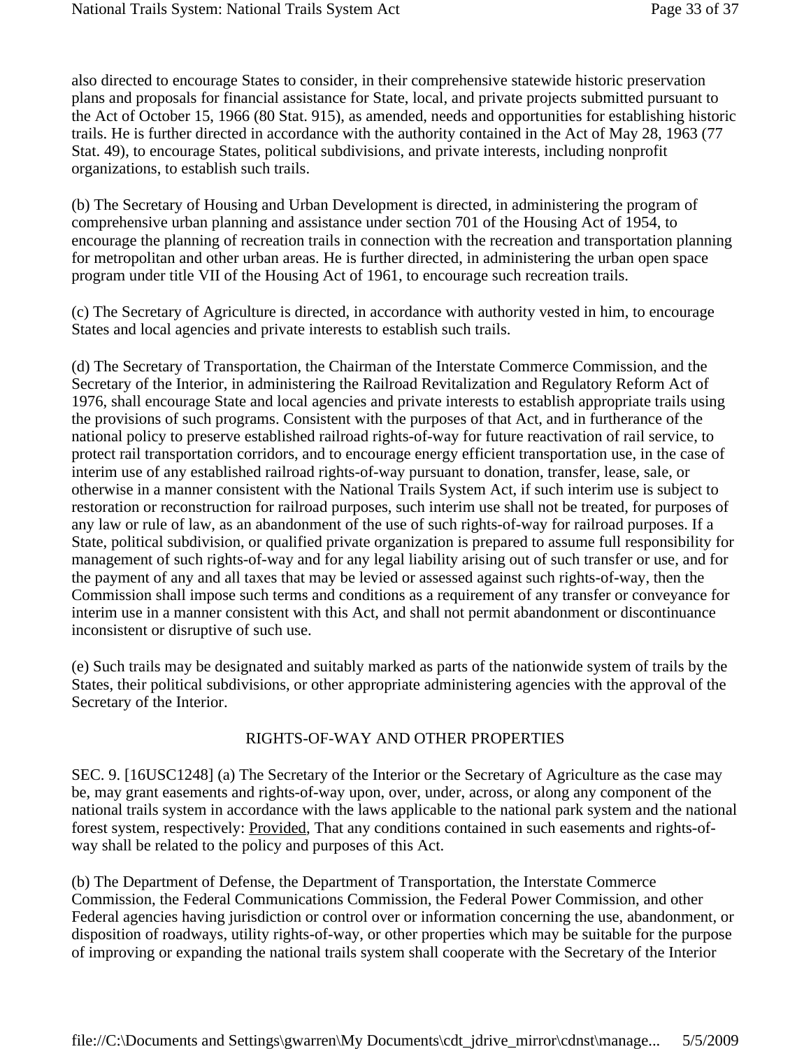also directed to encourage States to consider, in their comprehensive statewide historic preservation plans and proposals for financial assistance for State, local, and private projects submitted pursuant to the Act of October 15, 1966 (80 Stat. 915), as amended, needs and opportunities for establishing historic trails. He is further directed in accordance with the authority contained in the Act of May 28, 1963 (77 Stat. 49), to encourage States, political subdivisions, and private interests, including nonprofit organizations, to establish such trails.

(b) The Secretary of Housing and Urban Development is directed, in administering the program of comprehensive urban planning and assistance under section 701 of the Housing Act of 1954, to encourage the planning of recreation trails in connection with the recreation and transportation planning for metropolitan and other urban areas. He is further directed, in administering the urban open space program under title VII of the Housing Act of 1961, to encourage such recreation trails.

(c) The Secretary of Agriculture is directed, in accordance with authority vested in him, to encourage States and local agencies and private interests to establish such trails.

(d) The Secretary of Transportation, the Chairman of the Interstate Commerce Commission, and the Secretary of the Interior, in administering the Railroad Revitalization and Regulatory Reform Act of 1976, shall encourage State and local agencies and private interests to establish appropriate trails using the provisions of such programs. Consistent with the purposes of that Act, and in furtherance of the national policy to preserve established railroad rights-of-way for future reactivation of rail service, to protect rail transportation corridors, and to encourage energy efficient transportation use, in the case of interim use of any established railroad rights-of-way pursuant to donation, transfer, lease, sale, or otherwise in a manner consistent with the National Trails System Act, if such interim use is subject to restoration or reconstruction for railroad purposes, such interim use shall not be treated, for purposes of any law or rule of law, as an abandonment of the use of such rights-of-way for railroad purposes. If a State, political subdivision, or qualified private organization is prepared to assume full responsibility for management of such rights-of-way and for any legal liability arising out of such transfer or use, and for the payment of any and all taxes that may be levied or assessed against such rights-of-way, then the Commission shall impose such terms and conditions as a requirement of any transfer or conveyance for interim use in a manner consistent with this Act, and shall not permit abandonment or discontinuance inconsistent or disruptive of such use.

(e) Such trails may be designated and suitably marked as parts of the nationwide system of trails by the States, their political subdivisions, or other appropriate administering agencies with the approval of the Secretary of the Interior.

## RIGHTS-OF-WAY AND OTHER PROPERTIES

SEC. 9. [16USC1248] (a) The Secretary of the Interior or the Secretary of Agriculture as the case may be, may grant easements and rights-of-way upon, over, under, across, or along any component of the national trails system in accordance with the laws applicable to the national park system and the national forest system, respectively: Provided, That any conditions contained in such easements and rights-of-way shall be related to the policy and purposes of this Act.

(b) The Department of Defense, the Department of Transportation, the Interstate Commerce Commission, the Federal Communications Commission, the Federal Power Commission, and other Federal agencies having jurisdiction or control over or information concerning the use, abandonment, or disposition of roadways, utility rights-of-way, or other properties which may be suitable for the purpose of improving or expanding the national trails system shall cooperate with the Secretary of the Interior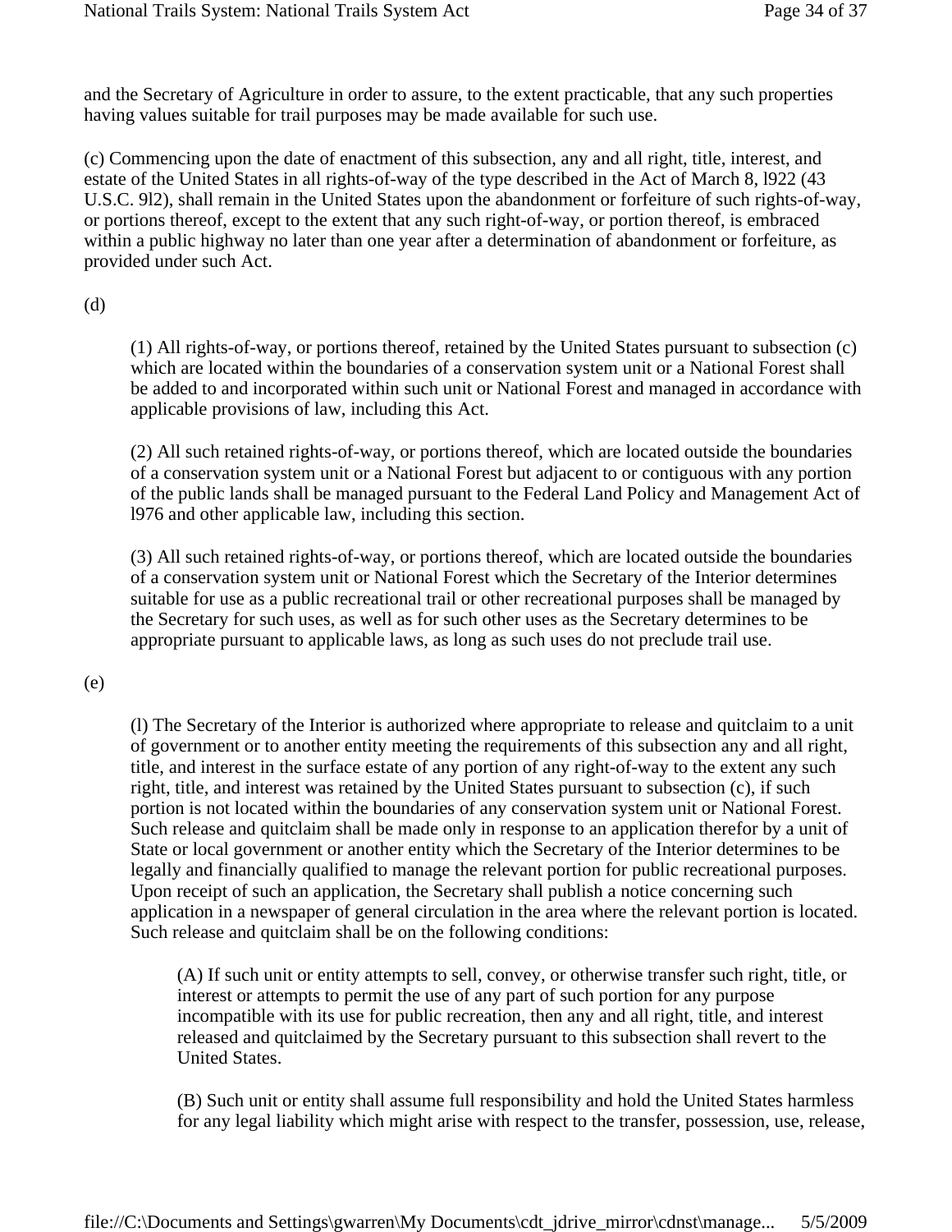and the Secretary of Agriculture in order to assure, to the extent practicable, that any such properties having values suitable for trail purposes may be made available for such use.

(c) Commencing upon the date of enactment of this subsection, any and all right, title, interest, and estate of the United States in all rights-of-way of the type described in the Act of March 8, l922 (43 U.S.C. 9l2), shall remain in the United States upon the abandonment or forfeiture of such rights-of-way, or portions thereof, except to the extent that any such right-of-way, or portion thereof, is embraced within a public highway no later than one year after a determination of abandonment or forfeiture, as provided under such Act.

(d)

> (1) All rights-of-way, or portions thereof, retained by the United States pursuant to subsection (c) which are located within the boundaries of a conservation system unit or a National Forest shall be added to and incorporated within such unit or National Forest and managed in accordance with applicable provisions of law, including this Act.
>
> (2) All such retained rights-of-way, or portions thereof, which are located outside the boundaries of a conservation system unit or a National Forest but adjacent to or contiguous with any portion of the public lands shall be managed pursuant to the Federal Land Policy and Management Act of l976 and other applicable law, including this section.
>
> (3) All such retained rights-of-way, or portions thereof, which are located outside the boundaries of a conservation system unit or National Forest which the Secretary of the Interior determines suitable for use as a public recreational trail or other recreational purposes shall be managed by the Secretary for such uses, as well as for such other uses as the Secretary determines to be appropriate pursuant to applicable laws, as long as such uses do not preclude trail use.

(e)

> (l) The Secretary of the Interior is authorized where appropriate to release and quitclaim to a unit of government or to another entity meeting the requirements of this subsection any and all right, title, and interest in the surface estate of any portion of any right-of-way to the extent any such right, title, and interest was retained by the United States pursuant to subsection (c), if such portion is not located within the boundaries of any conservation system unit or National Forest. Such release and quitclaim shall be made only in response to an application therefor by a unit of State or local government or another entity which the Secretary of the Interior determines to be legally and financially qualified to manage the relevant portion for public recreational purposes. Upon receipt of such an application, the Secretary shall publish a notice concerning such application in a newspaper of general circulation in the area where the relevant portion is located. Such release and quitclaim shall be on the following conditions:
>
> > (A) If such unit or entity attempts to sell, convey, or otherwise transfer such right, title, or interest or attempts to permit the use of any part of such portion for any purpose incompatible with its use for public recreation, then any and all right, title, and interest released and quitclaimed by the Secretary pursuant to this subsection shall revert to the United States.
> >
> > (B) Such unit or entity shall assume full responsibility and hold the United States harmless for any legal liability which might arise with respect to the transfer, possession, use, release,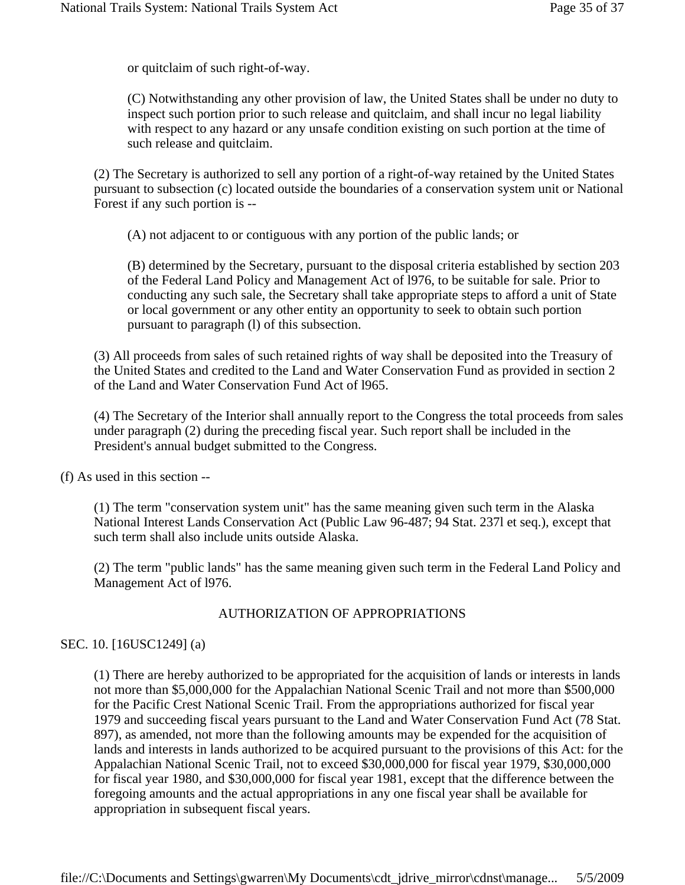or quitclaim of such right-of-way.

(C) Notwithstanding any other provision of law, the United States shall be under no duty to inspect such portion prior to such release and quitclaim, and shall incur no legal liability with respect to any hazard or any unsafe condition existing on such portion at the time of such release and quitclaim.

(2) The Secretary is authorized to sell any portion of a right-of-way retained by the United States pursuant to subsection (c) located outside the boundaries of a conservation system unit or National Forest if any such portion is --

(A) not adjacent to or contiguous with any portion of the public lands; or

(B) determined by the Secretary, pursuant to the disposal criteria established by section 203 of the Federal Land Policy and Management Act of l976, to be suitable for sale. Prior to conducting any such sale, the Secretary shall take appropriate steps to afford a unit of State or local government or any other entity an opportunity to seek to obtain such portion pursuant to paragraph (l) of this subsection.

(3) All proceeds from sales of such retained rights of way shall be deposited into the Treasury of the United States and credited to the Land and Water Conservation Fund as provided in section 2 of the Land and Water Conservation Fund Act of l965.

(4) The Secretary of the Interior shall annually report to the Congress the total proceeds from sales under paragraph (2) during the preceding fiscal year. Such report shall be included in the President's annual budget submitted to the Congress.

(f) As used in this section --

(1) The term "conservation system unit" has the same meaning given such term in the Alaska National Interest Lands Conservation Act (Public Law 96-487; 94 Stat. 237l et seq.), except that such term shall also include units outside Alaska.

(2) The term "public lands" has the same meaning given such term in the Federal Land Policy and Management Act of l976.

## AUTHORIZATION OF APPROPRIATIONS

SEC. 10. [16USC1249] (a)

(1) There are hereby authorized to be appropriated for the acquisition of lands or interests in lands not more than $5,000,000 for the Appalachian National Scenic Trail and not more than $500,000 for the Pacific Crest National Scenic Trail. From the appropriations authorized for fiscal year 1979 and succeeding fiscal years pursuant to the Land and Water Conservation Fund Act (78 Stat. 897), as amended, not more than the following amounts may be expended for the acquisition of lands and interests in lands authorized to be acquired pursuant to the provisions of this Act: for the Appalachian National Scenic Trail, not to exceed $30,000,000 for fiscal year 1979, $30,000,000 for fiscal year 1980, and $30,000,000 for fiscal year 1981, except that the difference between the foregoing amounts and the actual appropriations in any one fiscal year shall be available for appropriation in subsequent fiscal years.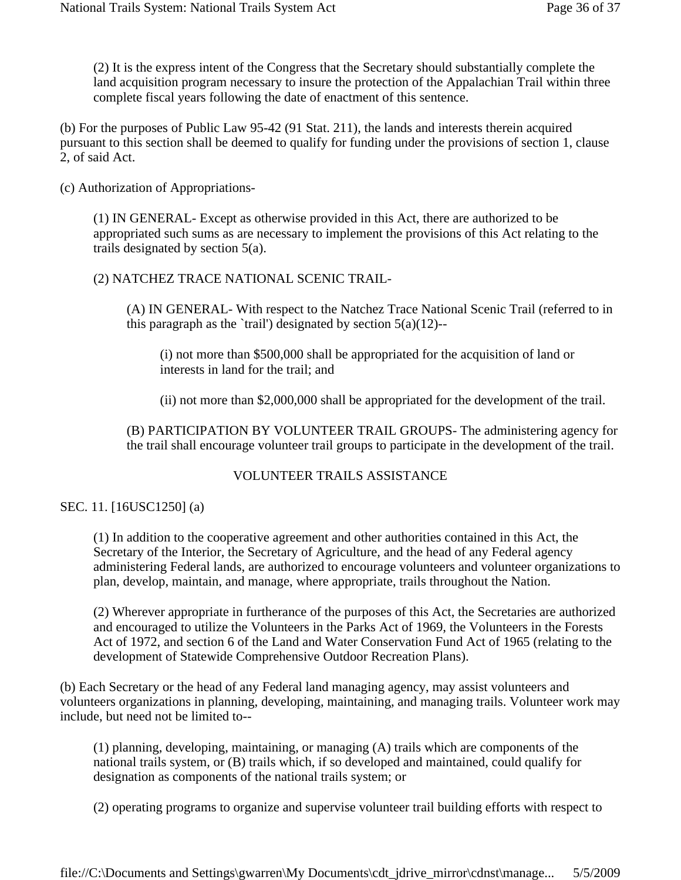(2) It is the express intent of the Congress that the Secretary should substantially complete the land acquisition program necessary to insure the protection of the Appalachian Trail within three complete fiscal years following the date of enactment of this sentence.

(b) For the purposes of Public Law 95-42 (91 Stat. 211), the lands and interests therein acquired pursuant to this section shall be deemed to qualify for funding under the provisions of section 1, clause 2, of said Act.

(c) Authorization of Appropriations-

(1) IN GENERAL- Except as otherwise provided in this Act, there are authorized to be appropriated such sums as are necessary to implement the provisions of this Act relating to the trails designated by section 5(a).

(2) NATCHEZ TRACE NATIONAL SCENIC TRAIL-

(A) IN GENERAL- With respect to the Natchez Trace National Scenic Trail (referred to in this paragraph as the `trail') designated by section 5(a)(12)--

(i) not more than $500,000 shall be appropriated for the acquisition of land or interests in land for the trail; and

(ii) not more than $2,000,000 shall be appropriated for the development of the trail.

(B) PARTICIPATION BY VOLUNTEER TRAIL GROUPS- The administering agency for the trail shall encourage volunteer trail groups to participate in the development of the trail.

VOLUNTEER TRAILS ASSISTANCE

SEC. 11. [16USC1250] (a)

(1) In addition to the cooperative agreement and other authorities contained in this Act, the Secretary of the Interior, the Secretary of Agriculture, and the head of any Federal agency administering Federal lands, are authorized to encourage volunteers and volunteer organizations to plan, develop, maintain, and manage, where appropriate, trails throughout the Nation.

(2) Wherever appropriate in furtherance of the purposes of this Act, the Secretaries are authorized and encouraged to utilize the Volunteers in the Parks Act of 1969, the Volunteers in the Forests Act of 1972, and section 6 of the Land and Water Conservation Fund Act of 1965 (relating to the development of Statewide Comprehensive Outdoor Recreation Plans).

(b) Each Secretary or the head of any Federal land managing agency, may assist volunteers and volunteers organizations in planning, developing, maintaining, and managing trails. Volunteer work may include, but need not be limited to--

(1) planning, developing, maintaining, or managing (A) trails which are components of the national trails system, or (B) trails which, if so developed and maintained, could qualify for designation as components of the national trails system; or

(2) operating programs to organize and supervise volunteer trail building efforts with respect to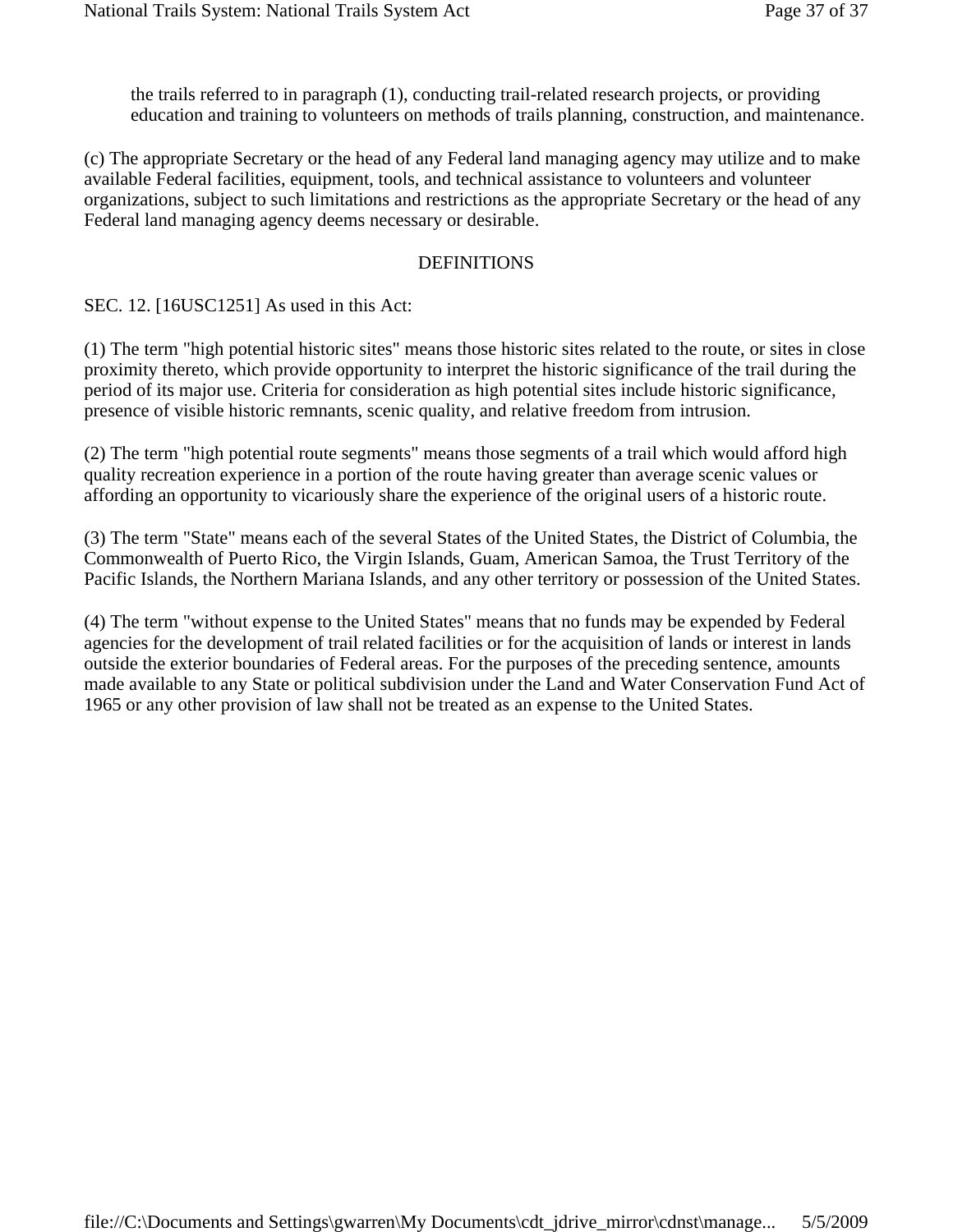the trails referred to in paragraph (1), conducting trail-related research projects, or providing education and training to volunteers on methods of trails planning, construction, and maintenance.

(c) The appropriate Secretary or the head of any Federal land managing agency may utilize and to make available Federal facilities, equipment, tools, and technical assistance to volunteers and volunteer organizations, subject to such limitations and restrictions as the appropriate Secretary or the head of any Federal land managing agency deems necessary or desirable.

## DEFINITIONS

SEC. 12. [16USC1251] As used in this Act:

(1) The term "high potential historic sites" means those historic sites related to the route, or sites in close proximity thereto, which provide opportunity to interpret the historic significance of the trail during the period of its major use. Criteria for consideration as high potential sites include historic significance, presence of visible historic remnants, scenic quality, and relative freedom from intrusion.

(2) The term "high potential route segments" means those segments of a trail which would afford high quality recreation experience in a portion of the route having greater than average scenic values or affording an opportunity to vicariously share the experience of the original users of a historic route.

(3) The term "State" means each of the several States of the United States, the District of Columbia, the Commonwealth of Puerto Rico, the Virgin Islands, Guam, American Samoa, the Trust Territory of the Pacific Islands, the Northern Mariana Islands, and any other territory or possession of the United States.

(4) The term "without expense to the United States" means that no funds may be expended by Federal agencies for the development of trail related facilities or for the acquisition of lands or interest in lands outside the exterior boundaries of Federal areas. For the purposes of the preceding sentence, amounts made available to any State or political subdivision under the Land and Water Conservation Fund Act of 1965 or any other provision of law shall not be treated as an expense to the United States.